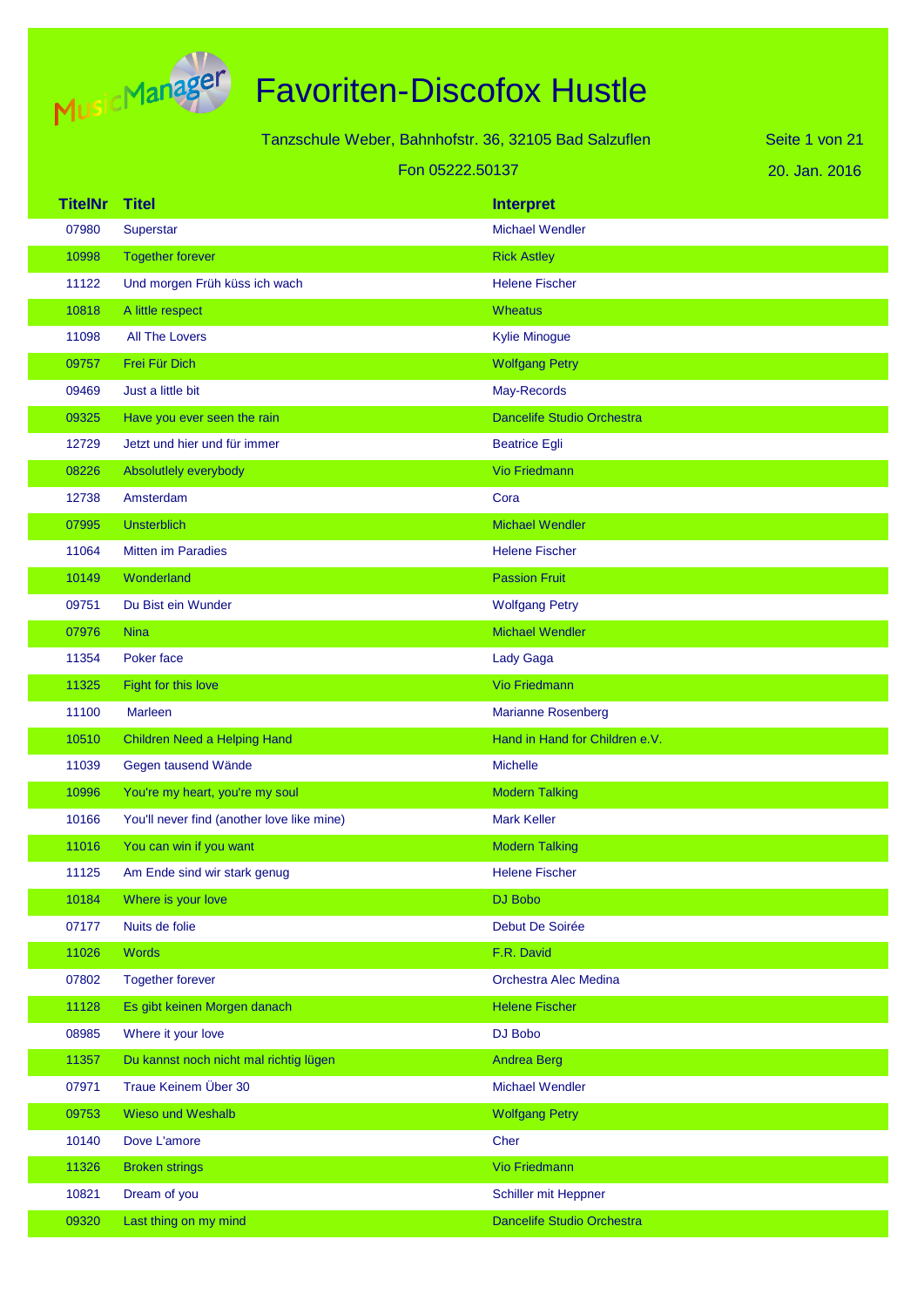# Favoriten-Discofox Hustle

Tanzschule Weber, Bahnhofstr. 36, 32105 Bad Salzuflen

Fon 05222.50137

20. Jan. 2016

| TitelNr | Titel | Interpret |
|---|---|---|
| 07980 | Superstar | Michael Wendler |
| 10998 | Together forever | Rick Astley |
| 11122 | Und morgen Früh küss ich wach | Helene Fischer |
| 10818 | A little respect | Wheatus |
| 11098 | All The Lovers | Kylie Minogue |
| 09757 | Frei Für Dich | Wolfgang Petry |
| 09469 | Just a little bit | May-Records |
| 09325 | Have you ever seen the rain | Dancelife Studio Orchestra |
| 12729 | Jetzt und hier und für immer | Beatrice Egli |
| 08226 | Absolutlely everybody | Vio Friedmann |
| 12738 | Amsterdam | Cora |
| 07995 | Unsterblich | Michael Wendler |
| 11064 | Mitten im Paradies | Helene Fischer |
| 10149 | Wonderland | Passion Fruit |
| 09751 | Du Bist ein Wunder | Wolfgang Petry |
| 07976 | Nina | Michael Wendler |
| 11354 | Poker face | Lady Gaga |
| 11325 | Fight for this love | Vio Friedmann |
| 11100 | Marleen | Marianne Rosenberg |
| 10510 | Children Need a Helping Hand | Hand in Hand for Children e.V. |
| 11039 | Gegen tausend Wände | Michelle |
| 10996 | You're my heart, you're my soul | Modern Talking |
| 10166 | You'll never find (another love like mine) | Mark Keller |
| 11016 | You can win if you want | Modern Talking |
| 11125 | Am Ende sind wir stark genug | Helene Fischer |
| 10184 | Where is your love | DJ Bobo |
| 07177 | Nuits de folie | Debut De Soirée |
| 11026 | Words | F.R. David |
| 07802 | Together forever | Orchestra Alec Medina |
| 11128 | Es gibt keinen Morgen danach | Helene Fischer |
| 08985 | Where it your love | DJ Bobo |
| 11357 | Du kannst noch nicht mal richtig lügen | Andrea Berg |
| 07971 | Traue Keinem Über 30 | Michael Wendler |
| 09753 | Wieso und Weshalb | Wolfgang Petry |
| 10140 | Dove L'amore | Cher |
| 11326 | Broken strings | Vio Friedmann |
| 10821 | Dream of you | Schiller mit Heppner |
| 09320 | Last thing on my mind | Dancelife Studio Orchestra |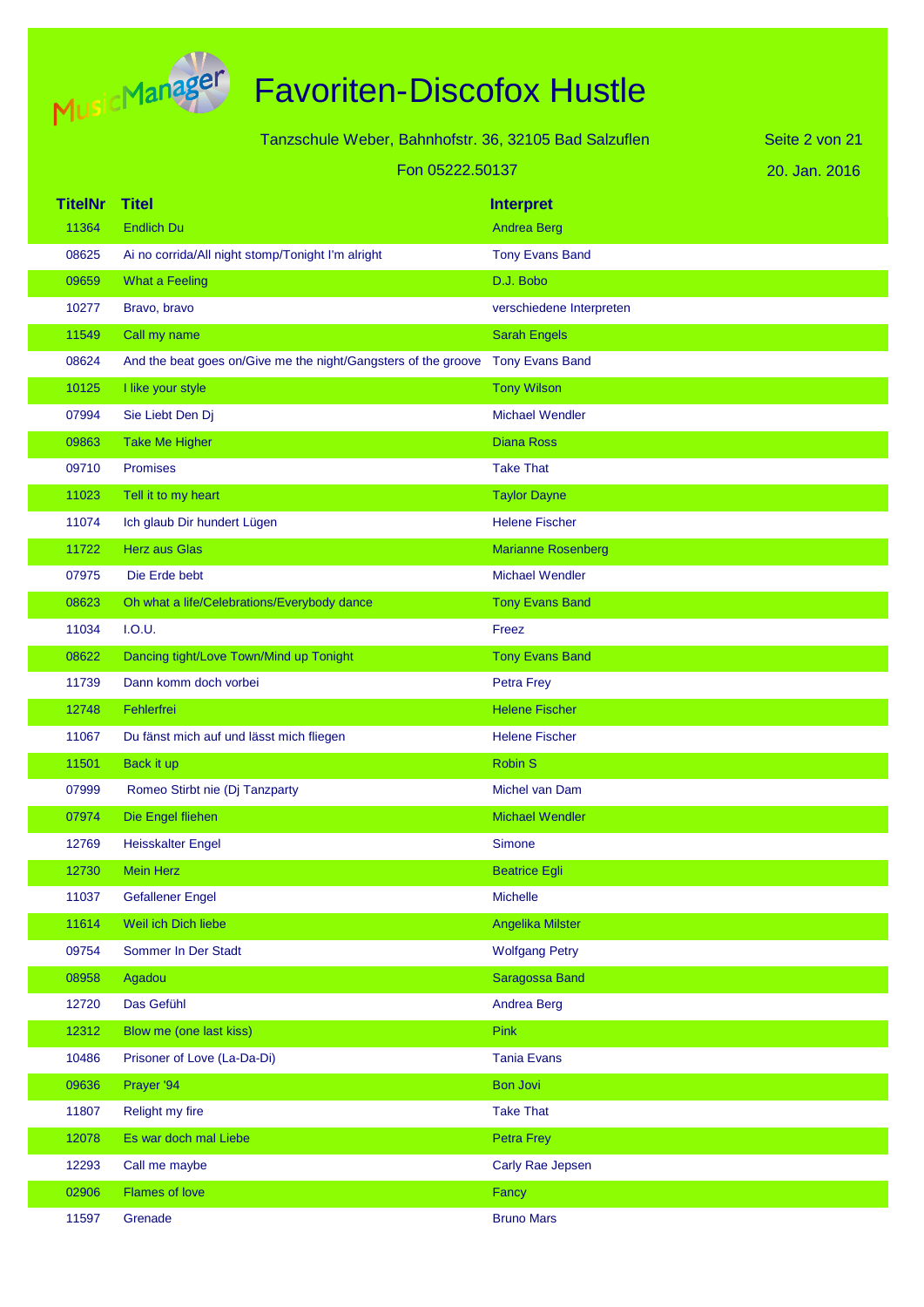# Favoriten-Discofox Hustle

Tanzschule Weber, Bahnhofstr. 36, 32105 Bad Salzuflen

Fon 05222.50137

20. Jan. 2016

| TitelNr | Titel | Interpret |
|---|---|---|
| 11364 | Endlich Du | Andrea Berg |
| 08625 | Ai no corrida/All night stomp/Tonight I'm alright | Tony Evans Band |
| 09659 | What a Feeling | D.J. Bobo |
| 10277 | Bravo, bravo | verschiedene Interpreten |
| 11549 | Call my name | Sarah Engels |
| 08624 | And the beat goes on/Give me the night/Gangsters of the groove | Tony Evans Band |
| 10125 | I like your style | Tony Wilson |
| 07994 | Sie Liebt Den Dj | Michael Wendler |
| 09863 | Take Me Higher | Diana Ross |
| 09710 | Promises | Take That |
| 11023 | Tell it to my heart | Taylor Dayne |
| 11074 | Ich glaub Dir hundert Lügen | Helene Fischer |
| 11722 | Herz aus Glas | Marianne Rosenberg |
| 07975 | Die Erde bebt | Michael Wendler |
| 08623 | Oh what a life/Celebrations/Everybody dance | Tony Evans Band |
| 11034 | I.O.U. | Freez |
| 08622 | Dancing tight/Love Town/Mind up Tonight | Tony Evans Band |
| 11739 | Dann komm doch vorbei | Petra Frey |
| 12748 | Fehlerfrei | Helene Fischer |
| 11067 | Du fänst mich auf und lässt mich fliegen | Helene Fischer |
| 11501 | Back it up | Robin S |
| 07999 | Romeo Stirbt nie (Dj Tanzparty | Michel van Dam |
| 07974 | Die Engel fliehen | Michael Wendler |
| 12769 | Heisskalter Engel | Simone |
| 12730 | Mein Herz | Beatrice Egli |
| 11037 | Gefallener Engel | Michelle |
| 11614 | Weil ich Dich liebe | Angelika Milster |
| 09754 | Sommer In Der Stadt | Wolfgang Petry |
| 08958 | Agadou | Saragossa Band |
| 12720 | Das Gefühl | Andrea Berg |
| 12312 | Blow me (one last kiss) | Pink |
| 10486 | Prisoner of Love (La-Da-Di) | Tania Evans |
| 09636 | Prayer '94 | Bon Jovi |
| 11807 | Relight my fire | Take That |
| 12078 | Es war doch mal Liebe | Petra Frey |
| 12293 | Call me maybe | Carly Rae Jepsen |
| 02906 | Flames of love | Fancy |
| 11597 | Grenade | Bruno Mars |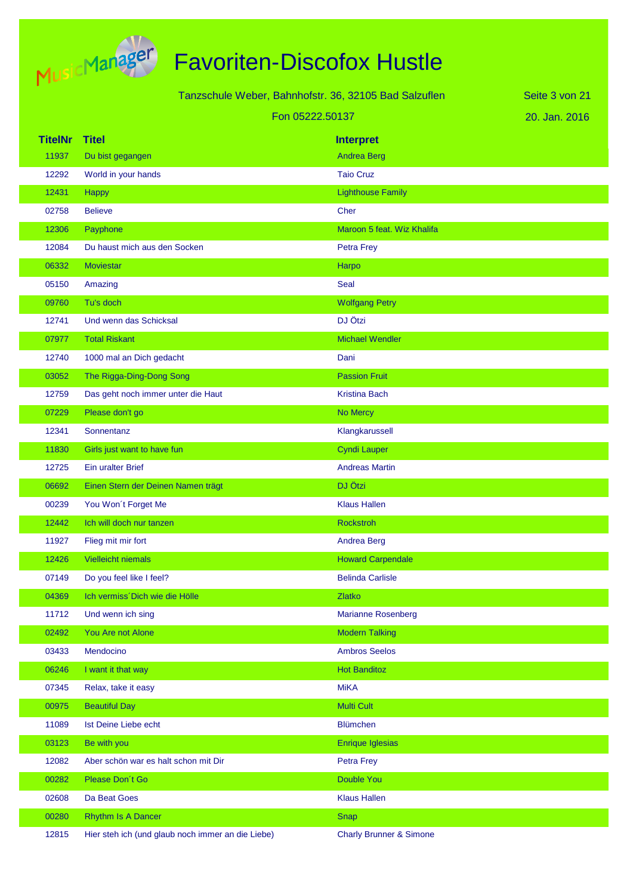# Favoriten-Discofox Hustle

Tanzschule Weber, Bahnhofstr. 36, 32105 Bad Salzuflen

Fon 05222.50137

20. Jan. 2016

| TitelNr | Titel | Interpret |
|---|---|---|
| 11937 | Du bist gegangen | Andrea Berg |
| 12292 | World in your hands | Taio Cruz |
| 12431 | Happy | Lighthouse Family |
| 02758 | Believe | Cher |
| 12306 | Payphone | Maroon 5 feat. Wiz Khalifa |
| 12084 | Du haust mich aus den Socken | Petra Frey |
| 06332 | Moviestar | Harpo |
| 05150 | Amazing | Seal |
| 09760 | Tu's doch | Wolfgang Petry |
| 12741 | Und wenn das Schicksal | DJ Ötzi |
| 07977 | Total Riskant | Michael Wendler |
| 12740 | 1000 mal an Dich gedacht | Dani |
| 03052 | The Rigga-Ding-Dong Song | Passion Fruit |
| 12759 | Das geht noch immer unter die Haut | Kristina Bach |
| 07229 | Please don't go | No Mercy |
| 12341 | Sonnentanz | Klangkarussell |
| 11830 | Girls just want to have fun | Cyndi Lauper |
| 12725 | Ein uralter Brief | Andreas Martin |
| 06692 | Einen Stern der Deinen Namen trägt | DJ Ötzi |
| 00239 | You Won´t Forget Me | Klaus Hallen |
| 12442 | Ich will doch nur tanzen | Rockstroh |
| 11927 | Flieg mit mir fort | Andrea Berg |
| 12426 | Vielleicht niemals | Howard Carpendale |
| 07149 | Do you feel like I feel? | Belinda Carlisle |
| 04369 | Ich vermiss´Dich wie die Hölle | Zlatko |
| 11712 | Und wenn ich sing | Marianne Rosenberg |
| 02492 | You Are not Alone | Modern Talking |
| 03433 | Mendocino | Ambros Seelos |
| 06246 | I want it that way | Hot Banditoz |
| 07345 | Relax, take it easy | MiKA |
| 00975 | Beautiful Day | Multi Cult |
| 11089 | Ist Deine Liebe echt | Blümchen |
| 03123 | Be with you | Enrique Iglesias |
| 12082 | Aber schön war es halt schon mit Dir | Petra Frey |
| 00282 | Please Don´t Go | Double You |
| 02608 | Da Beat Goes | Klaus Hallen |
| 00280 | Rhythm Is A Dancer | Snap |
| 12815 | Hier steh ich (und glaub noch immer an die Liebe) | Charly Brunner & Simone |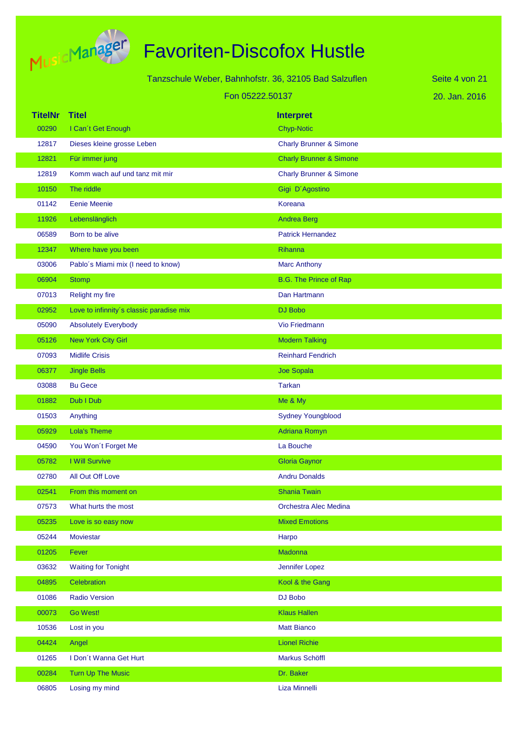# Favoriten-Discofox Hustle

Tanzschule Weber, Bahnhofstr. 36, 32105 Bad Salzuflen

Fon 05222.50137

20. Jan. 2016

| TitelNr | Titel | Interpret |
|---|---|---|
| 00290 | I Can´t Get Enough | Chyp-Notic |
| 12817 | Dieses kleine grosse Leben | Charly Brunner & Simone |
| 12821 | Für immer jung | Charly Brunner & Simone |
| 12819 | Komm wach auf und tanz mit mir | Charly Brunner & Simone |
| 10150 | The riddle | Gigi D´Agostino |
| 01142 | Eenie Meenie | Koreana |
| 11926 | Lebenslänglich | Andrea Berg |
| 06589 | Born to be alive | Patrick Hernandez |
| 12347 | Where have you been | Rihanna |
| 03006 | Pablo´s Miami mix (I need to know) | Marc Anthony |
| 06904 | Stomp | B.G. The Prince of Rap |
| 07013 | Relight my fire | Dan Hartmann |
| 02952 | Love to infinnity´s classic paradise mix | DJ Bobo |
| 05090 | Absolutely Everybody | Vio Friedmann |
| 05126 | New York City Girl | Modern Talking |
| 07093 | Midlife Crisis | Reinhard Fendrich |
| 06377 | Jingle Bells | Joe Sopala |
| 03088 | Bu Gece | Tarkan |
| 01882 | Dub I Dub | Me & My |
| 01503 | Anything | Sydney Youngblood |
| 05929 | Lola's Theme | Adriana Romyn |
| 04590 | You Won´t Forget Me | La Bouche |
| 05782 | I Will Survive | Gloria Gaynor |
| 02780 | All Out Off Love | Andru Donalds |
| 02541 | From this moment on | Shania Twain |
| 07573 | What hurts the most | Orchestra Alec Medina |
| 05235 | Love is so easy now | Mixed Emotions |
| 05244 | Moviestar | Harpo |
| 01205 | Fever | Madonna |
| 03632 | Waiting for Tonight | Jennifer Lopez |
| 04895 | Celebration | Kool & the Gang |
| 01086 | Radio Version | DJ Bobo |
| 00073 | Go West! | Klaus Hallen |
| 10536 | Lost in you | Matt Bianco |
| 04424 | Angel | Lionel Richie |
| 01265 | I Don´t Wanna Get Hurt | Markus Schöffl |
| 00284 | Turn Up The Music | Dr. Baker |
| 06805 | Losing my mind | Liza Minnelli |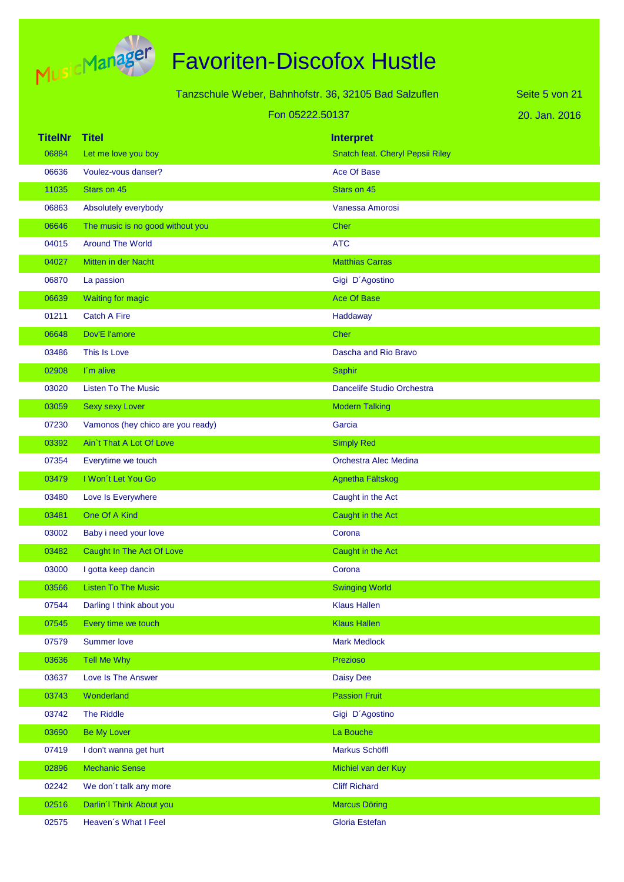# Favoriten-Discofox Hustle

Tanzschule Weber, Bahnhofstr. 36, 32105 Bad Salzuflen

Fon 05222.50137

20. Jan. 2016

| TitelNr | Titel | Interpret |
|---|---|---|
| 06884 | Let me love you boy | Snatch feat. Cheryl Pepsii Riley |
| 06636 | Voulez-vous danser? | Ace Of Base |
| 11035 | Stars on 45 | Stars on 45 |
| 06863 | Absolutely everybody | Vanessa Amorosi |
| 06646 | The music is no good without you | Cher |
| 04015 | Around The World | ATC |
| 04027 | Mitten in der Nacht | Matthias Carras |
| 06870 | La passion | Gigi D´Agostino |
| 06639 | Waiting for magic | Ace Of Base |
| 01211 | Catch A Fire | Haddaway |
| 06648 | Dov'E l'amore | Cher |
| 03486 | This Is Love | Dascha and Rio Bravo |
| 02908 | I´m alive | Saphir |
| 03020 | Listen To The Music | Dancelife Studio Orchestra |
| 03059 | Sexy sexy Lover | Modern Talking |
| 07230 | Vamonos (hey chico are you ready) | Garcia |
| 03392 | Ain`t That A Lot Of Love | Simply Red |
| 07354 | Everytime we touch | Orchestra Alec Medina |
| 03479 | I Won´t Let You Go | Agnetha Fältskog |
| 03480 | Love Is Everywhere | Caught in the Act |
| 03481 | One Of A Kind | Caught in the Act |
| 03002 | Baby i need your love | Corona |
| 03482 | Caught In The Act Of Love | Caught in the Act |
| 03000 | I gotta keep dancin | Corona |
| 03566 | Listen To The Music | Swinging World |
| 07544 | Darling I think about you | Klaus Hallen |
| 07545 | Every time we touch | Klaus Hallen |
| 07579 | Summer love | Mark Medlock |
| 03636 | Tell Me Why | Prezioso |
| 03637 | Love Is The Answer | Daisy Dee |
| 03743 | Wonderland | Passion Fruit |
| 03742 | The Riddle | Gigi D´Agostino |
| 03690 | Be My Lover | La Bouche |
| 07419 | I don't wanna get hurt | Markus Schöffl |
| 02896 | Mechanic Sense | Michiel van der Kuy |
| 02242 | We don´t talk any more | Cliff Richard |
| 02516 | Darlin´l Think About you | Marcus Döring |
| 02575 | Heaven´s What I Feel | Gloria Estefan |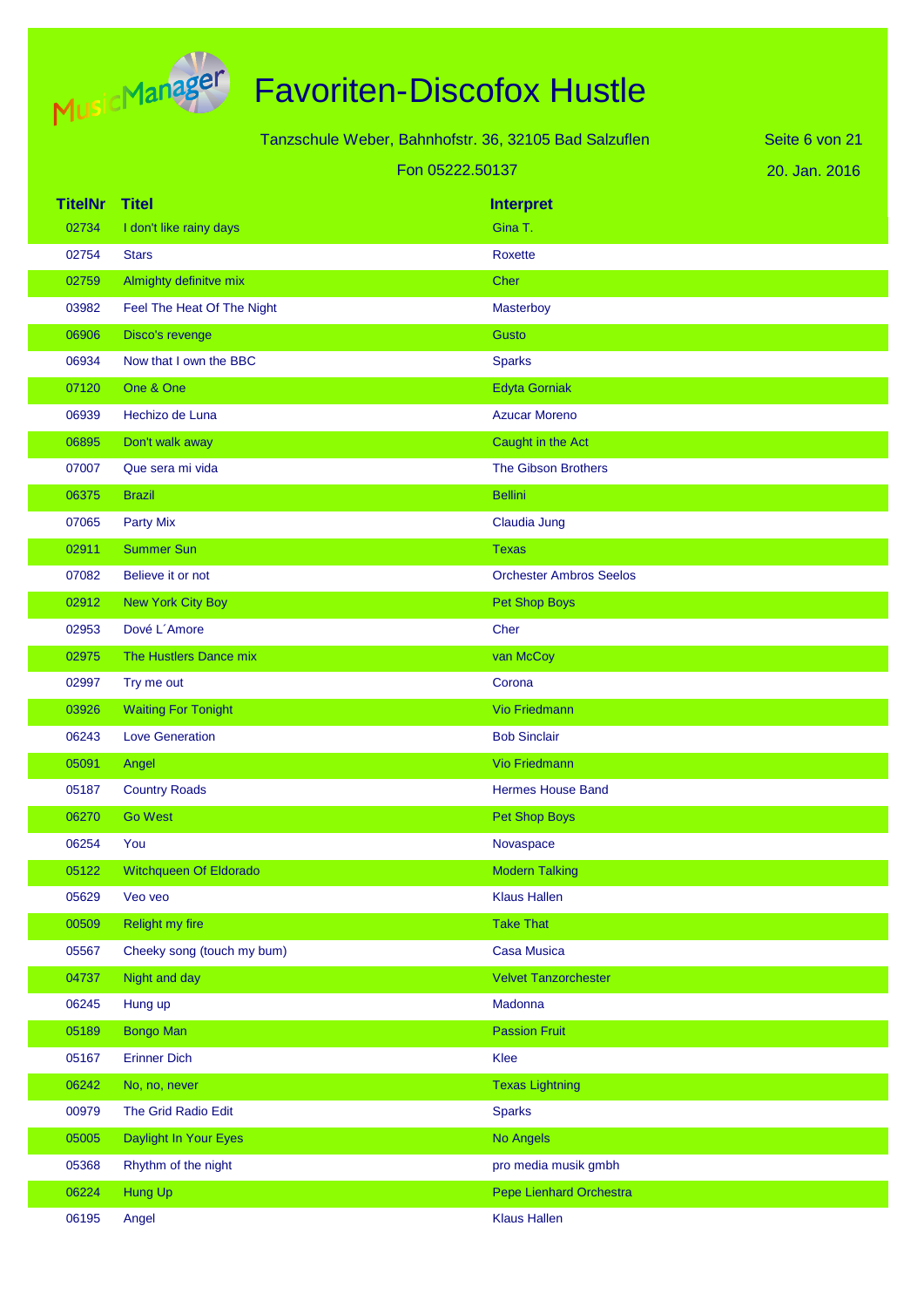# Favoriten-Discofox Hustle

Tanzschule Weber, Bahnhofstr. 36, 32105 Bad Salzuflen

Fon 05222.50137

20. Jan. 2016

| TitelNr | Titel | Interpret |
|---|---|---|
| 02734 | I don't like rainy days | Gina T. |
| 02754 | Stars | Roxette |
| 02759 | Almighty definitve mix | Cher |
| 03982 | Feel The Heat Of The Night | Masterboy |
| 06906 | Disco's revenge | Gusto |
| 06934 | Now that I own the BBC | Sparks |
| 07120 | One & One | Edyta Gorniak |
| 06939 | Hechizo de Luna | Azucar Moreno |
| 06895 | Don't walk away | Caught in the Act |
| 07007 | Que sera mi vida | The Gibson Brothers |
| 06375 | Brazil | Bellini |
| 07065 | Party Mix | Claudia Jung |
| 02911 | Summer Sun | Texas |
| 07082 | Believe it or not | Orchester Ambros Seelos |
| 02912 | New York City Boy | Pet Shop Boys |
| 02953 | Dové L´Amore | Cher |
| 02975 | The Hustlers Dance mix | van McCoy |
| 02997 | Try me out | Corona |
| 03926 | Waiting For Tonight | Vio Friedmann |
| 06243 | Love Generation | Bob Sinclair |
| 05091 | Angel | Vio Friedmann |
| 05187 | Country Roads | Hermes House Band |
| 06270 | Go West | Pet Shop Boys |
| 06254 | You | Novaspace |
| 05122 | Witchqueen Of Eldorado | Modern Talking |
| 05629 | Veo veo | Klaus Hallen |
| 00509 | Relight my fire | Take That |
| 05567 | Cheeky song (touch my bum) | Casa Musica |
| 04737 | Night and day | Velvet Tanzorchester |
| 06245 | Hung up | Madonna |
| 05189 | Bongo Man | Passion Fruit |
| 05167 | Erinner Dich | Klee |
| 06242 | No, no, never | Texas Lightning |
| 00979 | The Grid Radio Edit | Sparks |
| 05005 | Daylight In Your Eyes | No Angels |
| 05368 | Rhythm of the night | pro media musik gmbh |
| 06224 | Hung Up | Pepe Lienhard Orchestra |
| 06195 | Angel | Klaus Hallen |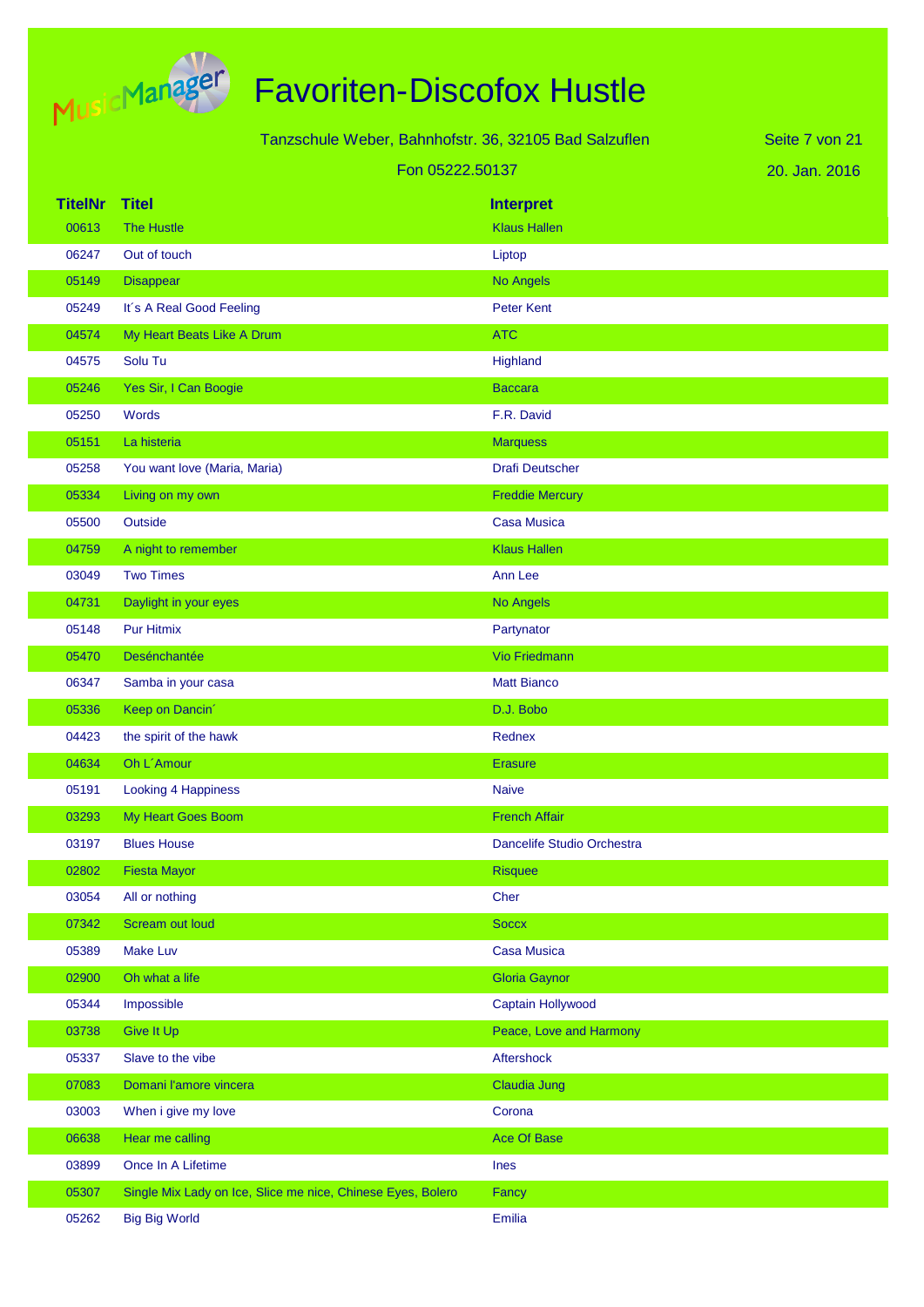# Favoriten-Discofox Hustle

Tanzschule Weber, Bahnhofstr. 36, 32105 Bad Salzuflen

Fon 05222.50137

20. Jan. 2016

| TitelNr | Titel | Interpret |
|---|---|---|
| 00613 | The Hustle | Klaus Hallen |
| 06247 | Out of touch | Liptop |
| 05149 | Disappear | No Angels |
| 05249 | It´s A Real Good Feeling | Peter Kent |
| 04574 | My Heart Beats Like A Drum | ATC |
| 04575 | Solu Tu | Highland |
| 05246 | Yes Sir, I Can Boogie | Baccara |
| 05250 | Words | F.R. David |
| 05151 | La histeria | Marquess |
| 05258 | You want love (Maria, Maria) | Drafi Deutscher |
| 05334 | Living on my own | Freddie Mercury |
| 05500 | Outside | Casa Musica |
| 04759 | A night to remember | Klaus Hallen |
| 03049 | Two Times | Ann Lee |
| 04731 | Daylight in your eyes | No Angels |
| 05148 | Pur Hitmix | Partynator |
| 05470 | Desénchantée | Vio Friedmann |
| 06347 | Samba in your casa | Matt Bianco |
| 05336 | Keep on Dancin´ | D.J. Bobo |
| 04423 | the spirit of the hawk | Rednex |
| 04634 | Oh L´Amour | Erasure |
| 05191 | Looking 4 Happiness | Naive |
| 03293 | My Heart Goes Boom | French Affair |
| 03197 | Blues House | Dancelife Studio Orchestra |
| 02802 | Fiesta Mayor | Risquee |
| 03054 | All or nothing | Cher |
| 07342 | Scream out loud | Soccx |
| 05389 | Make Luv | Casa Musica |
| 02900 | Oh what a life | Gloria Gaynor |
| 05344 | Impossible | Captain Hollywood |
| 03738 | Give It Up | Peace, Love and Harmony |
| 05337 | Slave to the vibe | Aftershock |
| 07083 | Domani l'amore vincera | Claudia Jung |
| 03003 | When i give my love | Corona |
| 06638 | Hear me calling | Ace Of Base |
| 03899 | Once In A Lifetime | Ines |
| 05307 | Single Mix Lady on Ice, Slice me nice, Chinese Eyes, Bolero | Fancy |
| 05262 | Big Big World | Emilia |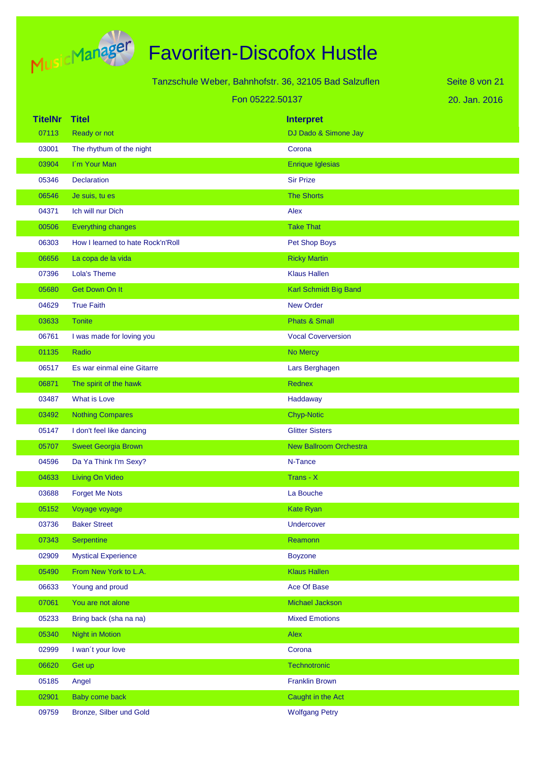# Favoriten-Discofox Hustle

Tanzschule Weber, Bahnhofstr. 36, 32105 Bad Salzuflen

Fon 05222.50137

20. Jan. 2016

| TitelNr | Titel | Interpret |
|---|---|---|
| 07113 | Ready or not | DJ Dado & Simone Jay |
| 03001 | The rhythum of the night | Corona |
| 03904 | I´m Your Man | Enrique Iglesias |
| 05346 | Declaration | Sir Prize |
| 06546 | Je suis, tu es | The Shorts |
| 04371 | Ich will nur Dich | Alex |
| 00506 | Everything changes | Take That |
| 06303 | How I learned to hate Rock'n'Roll | Pet Shop Boys |
| 06656 | La copa de la vida | Ricky Martin |
| 07396 | Lola's Theme | Klaus Hallen |
| 05680 | Get Down On It | Karl Schmidt Big Band |
| 04629 | True Faith | New Order |
| 03633 | Tonite | Phats & Small |
| 06761 | I was made for loving you | Vocal Coverversion |
| 01135 | Radio | No Mercy |
| 06517 | Es war einmal eine Gitarre | Lars Berghagen |
| 06871 | The spirit of the hawk | Rednex |
| 03487 | What is Love | Haddaway |
| 03492 | Nothing Compares | Chyp-Notic |
| 05147 | I don't feel like dancing | Glitter Sisters |
| 05707 | Sweet Georgia Brown | New Ballroom Orchestra |
| 04596 | Da Ya Think I'm Sexy? | N-Tance |
| 04633 | Living On Video | Trans - X |
| 03688 | Forget Me Nots | La Bouche |
| 05152 | Voyage voyage | Kate Ryan |
| 03736 | Baker Street | Undercover |
| 07343 | Serpentine | Reamonn |
| 02909 | Mystical Experience | Boyzone |
| 05490 | From New York to L.A. | Klaus Hallen |
| 06633 | Young and proud | Ace Of Base |
| 07061 | You are not alone | Michael Jackson |
| 05233 | Bring back (sha na na) | Mixed Emotions |
| 05340 | Night in Motion | Alex |
| 02999 | I wan´t your love | Corona |
| 06620 | Get up | Technotronic |
| 05185 | Angel | Franklin Brown |
| 02901 | Baby come back | Caught in the Act |
| 09759 | Bronze, Silber und Gold | Wolfgang Petry |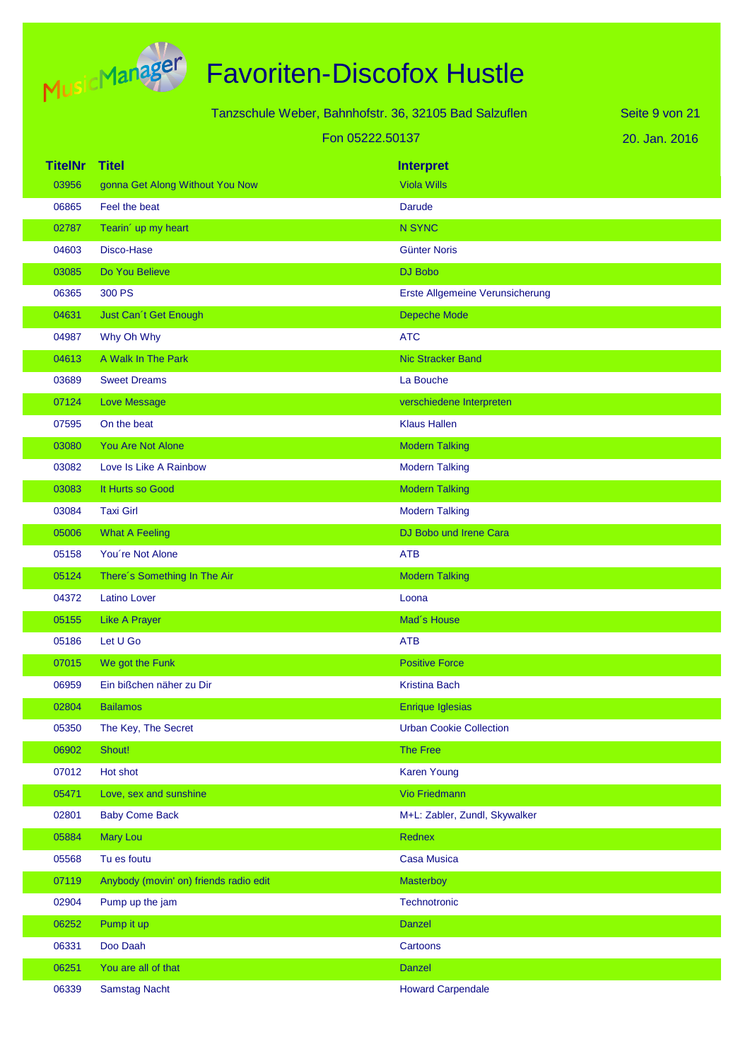# Favoriten-Discofox Hustle

Tanzschule Weber, Bahnhofstr. 36, 32105 Bad Salzuflen

Fon 05222.50137

20. Jan. 2016

| TitelNr | Titel | Interpret |
|---|---|---|
| 03956 | gonna Get Along Without You Now | Viola Wills |
| 06865 | Feel the beat | Darude |
| 02787 | Tearin´ up my heart | N SYNC |
| 04603 | Disco-Hase | Günter Noris |
| 03085 | Do You Believe | DJ Bobo |
| 06365 | 300 PS | Erste Allgemeine Verunsicherung |
| 04631 | Just Can´t Get Enough | Depeche Mode |
| 04987 | Why Oh Why | ATC |
| 04613 | A Walk In The Park | Nic Stracker Band |
| 03689 | Sweet Dreams | La Bouche |
| 07124 | Love Message | verschiedene Interpreten |
| 07595 | On the beat | Klaus Hallen |
| 03080 | You Are Not Alone | Modern Talking |
| 03082 | Love Is Like A Rainbow | Modern Talking |
| 03083 | It Hurts so Good | Modern Talking |
| 03084 | Taxi Girl | Modern Talking |
| 05006 | What A Feeling | DJ Bobo und Irene Cara |
| 05158 | You´re Not Alone | ATB |
| 05124 | There´s Something In The Air | Modern Talking |
| 04372 | Latino Lover | Loona |
| 05155 | Like A Prayer | Mad´s House |
| 05186 | Let U Go | ATB |
| 07015 | We got the Funk | Positive Force |
| 06959 | Ein bißchen näher zu Dir | Kristina Bach |
| 02804 | Bailamos | Enrique Iglesias |
| 05350 | The Key, The Secret | Urban Cookie Collection |
| 06902 | Shout! | The Free |
| 07012 | Hot shot | Karen Young |
| 05471 | Love, sex and sunshine | Vio Friedmann |
| 02801 | Baby Come Back | M+L: Zabler, Zundl, Skywalker |
| 05884 | Mary Lou | Rednex |
| 05568 | Tu es foutu | Casa Musica |
| 07119 | Anybody (movin' on) friends radio edit | Masterboy |
| 02904 | Pump up the jam | Technotronic |
| 06252 | Pump it up | Danzel |
| 06331 | Doo Daah | Cartoons |
| 06251 | You are all of that | Danzel |
| 06339 | Samstag Nacht | Howard Carpendale |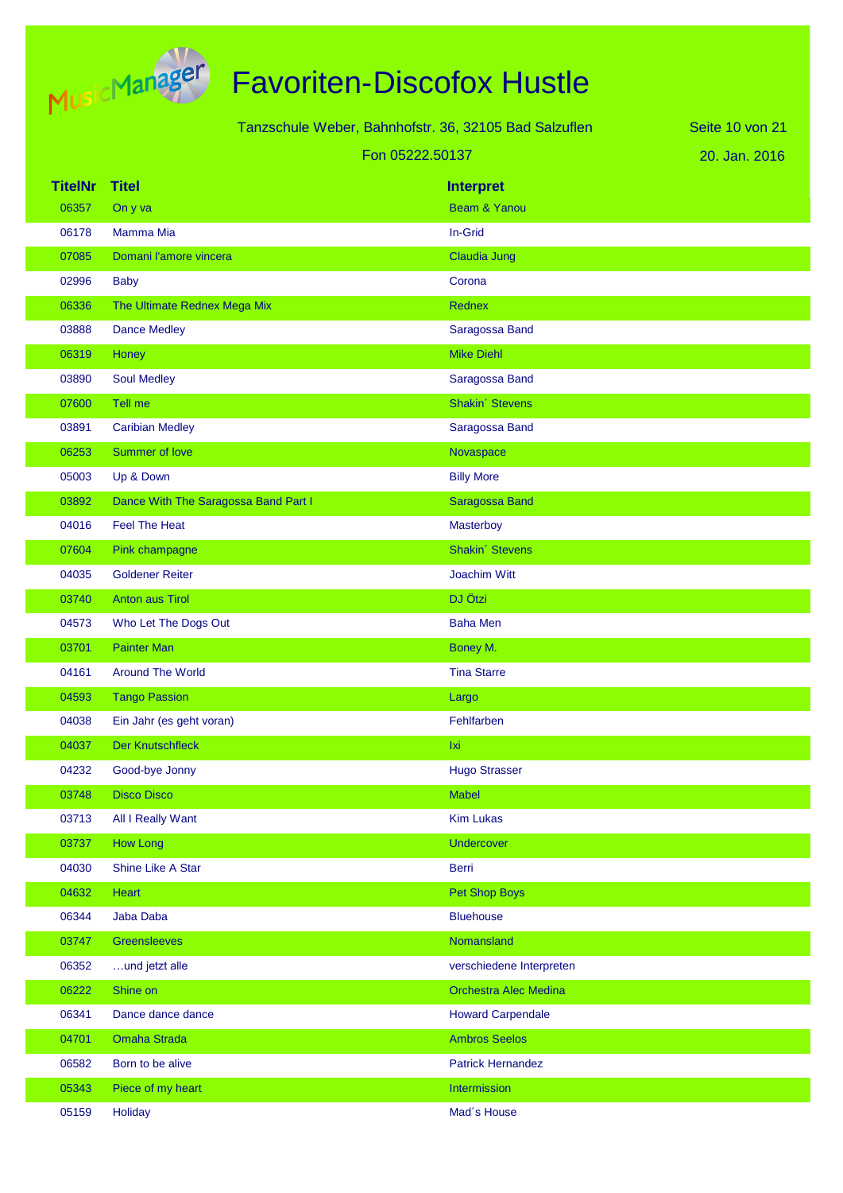# Favoriten-Discofox Hustle

Tanzschule Weber, Bahnhofstr. 36, 32105 Bad Salzuflen

Fon 05222.50137

20. Jan. 2016

| TitelNr | Titel | Interpret |
|---|---|---|
| 06357 | On y va | Beam & Yanou |
| 06178 | Mamma Mia | In-Grid |
| 07085 | Domani l'amore vincera | Claudia Jung |
| 02996 | Baby | Corona |
| 06336 | The Ultimate Rednex Mega Mix | Rednex |
| 03888 | Dance Medley | Saragossa Band |
| 06319 | Honey | Mike Diehl |
| 03890 | Soul Medley | Saragossa Band |
| 07600 | Tell me | Shakin´ Stevens |
| 03891 | Caribian Medley | Saragossa Band |
| 06253 | Summer of love | Novaspace |
| 05003 | Up & Down | Billy More |
| 03892 | Dance With The Saragossa Band Part I | Saragossa Band |
| 04016 | Feel The Heat | Masterboy |
| 07604 | Pink champagne | Shakin´ Stevens |
| 04035 | Goldener Reiter | Joachim Witt |
| 03740 | Anton aus Tirol | DJ Ötzi |
| 04573 | Who Let The Dogs Out | Baha Men |
| 03701 | Painter Man | Boney M. |
| 04161 | Around The World | Tina Starre |
| 04593 | Tango Passion | Largo |
| 04038 | Ein Jahr (es geht voran) | Fehlfarben |
| 04037 | Der Knutschfleck | Ixi |
| 04232 | Good-bye Jonny | Hugo Strasser |
| 03748 | Disco Disco | Mabel |
| 03713 | All I Really Want | Kim Lukas |
| 03737 | How Long | Undercover |
| 04030 | Shine Like A Star | Berri |
| 04632 | Heart | Pet Shop Boys |
| 06344 | Jaba Daba | Bluehouse |
| 03747 | Greensleeves | Nomansland |
| 06352 | …und jetzt alle | verschiedene Interpreten |
| 06222 | Shine on | Orchestra Alec Medina |
| 06341 | Dance dance dance | Howard Carpendale |
| 04701 | Omaha Strada | Ambros Seelos |
| 06582 | Born to be alive | Patrick Hernandez |
| 05343 | Piece of my heart | Intermission |
| 05159 | Holiday | Mad´s House |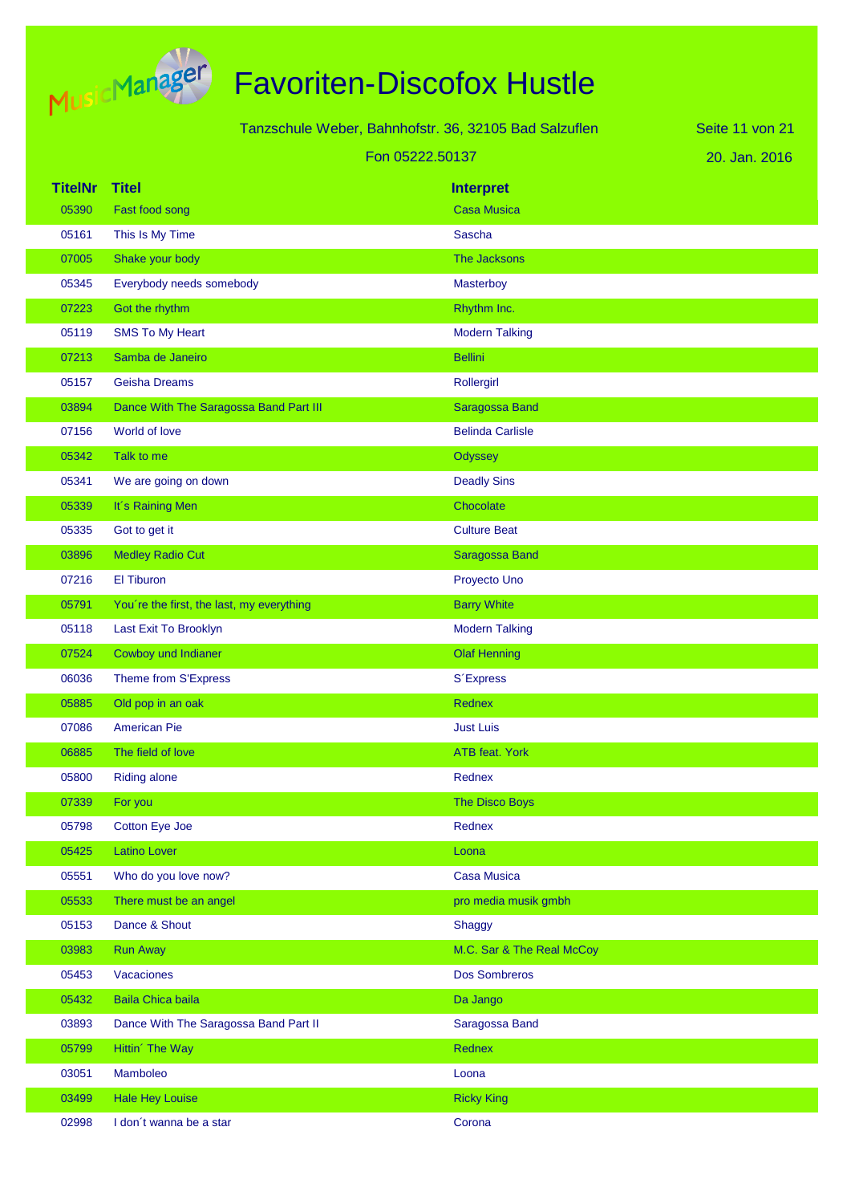# Favoriten-Discofox Hustle

Tanzschule Weber, Bahnhofstr. 36, 32105 Bad Salzuflen

Fon 05222.50137

20. Jan. 2016

| TitelNr | Titel | Interpret |
|---|---|---|
| 05390 | Fast food song | Casa Musica |
| 05161 | This Is My Time | Sascha |
| 07005 | Shake your body | The Jacksons |
| 05345 | Everybody needs somebody | Masterboy |
| 07223 | Got the rhythm | Rhythm Inc. |
| 05119 | SMS To My Heart | Modern Talking |
| 07213 | Samba de Janeiro | Bellini |
| 05157 | Geisha Dreams | Rollergirl |
| 03894 | Dance With The Saragossa Band Part III | Saragossa Band |
| 07156 | World of love | Belinda Carlisle |
| 05342 | Talk to me | Odyssey |
| 05341 | We are going on down | Deadly Sins |
| 05339 | It´s Raining Men | Chocolate |
| 05335 | Got to get it | Culture Beat |
| 03896 | Medley Radio Cut | Saragossa Band |
| 07216 | El Tiburon | Proyecto Uno |
| 05791 | You´re the first, the last, my everything | Barry White |
| 05118 | Last Exit To Brooklyn | Modern Talking |
| 07524 | Cowboy und Indianer | Olaf Henning |
| 06036 | Theme from S'Express | S´Express |
| 05885 | Old pop in an oak | Rednex |
| 07086 | American Pie | Just Luis |
| 06885 | The field of love | ATB feat. York |
| 05800 | Riding alone | Rednex |
| 07339 | For you | The Disco Boys |
| 05798 | Cotton Eye Joe | Rednex |
| 05425 | Latino Lover | Loona |
| 05551 | Who do you love now? | Casa Musica |
| 05533 | There must be an angel | pro media musik gmbh |
| 05153 | Dance & Shout | Shaggy |
| 03983 | Run Away | M.C. Sar & The Real McCoy |
| 05453 | Vacaciones | Dos Sombreros |
| 05432 | Baila Chica baila | Da Jango |
| 03893 | Dance With The Saragossa Band Part II | Saragossa Band |
| 05799 | Hittin´ The Way | Rednex |
| 03051 | Mamboleo | Loona |
| 03499 | Hale Hey Louise | Ricky King |
| 02998 | I don´t wanna be a star | Corona |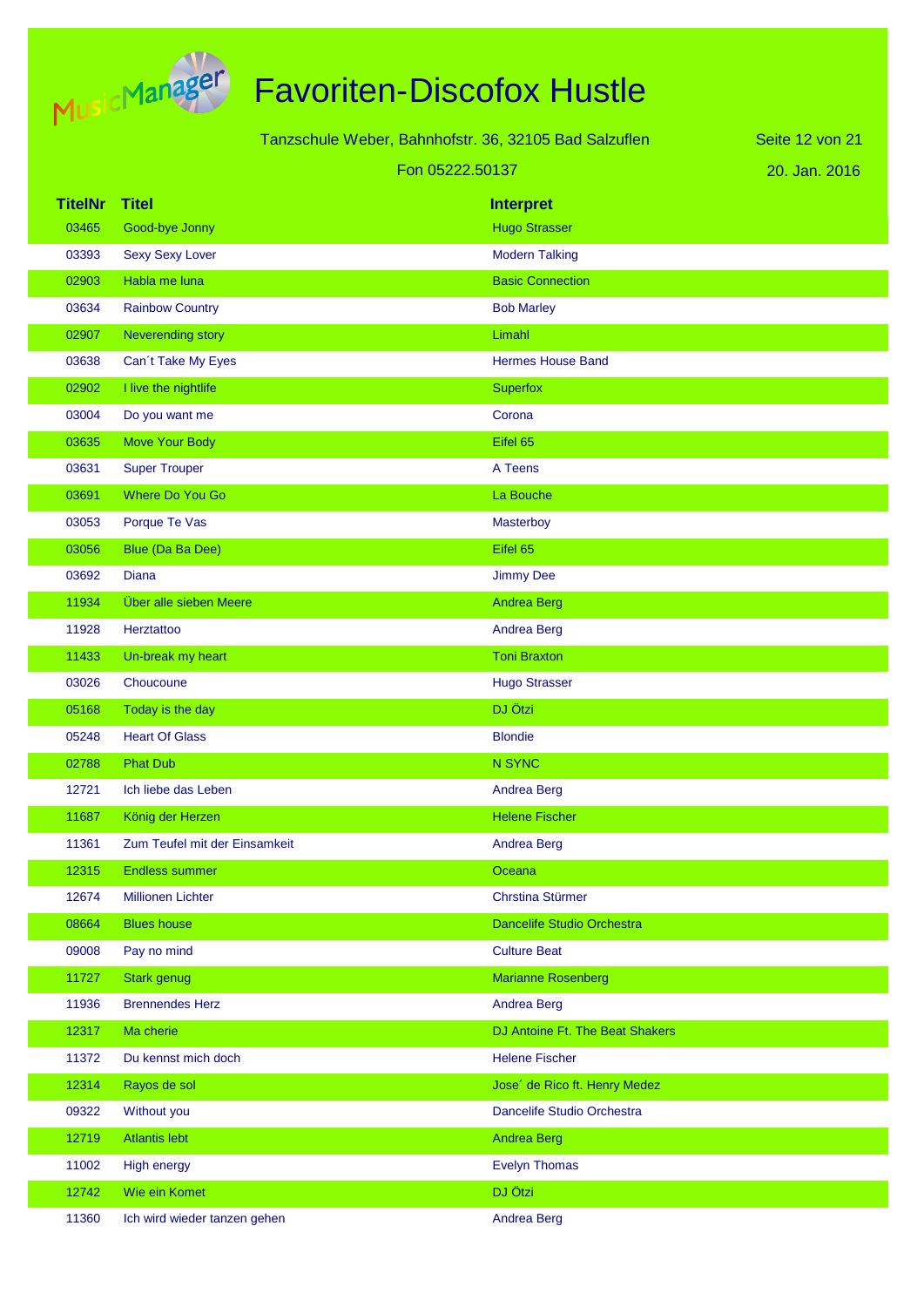# Favoriten-Discofox Hustle

Tanzschule Weber, Bahnhofstr. 36, 32105 Bad Salzuflen

Fon 05222.50137

20. Jan. 2016

| TitelNr | Titel | Interpret |
|---|---|---|
| 03465 | Good-bye Jonny | Hugo Strasser |
| 03393 | Sexy Sexy Lover | Modern Talking |
| 02903 | Habla me luna | Basic Connection |
| 03634 | Rainbow Country | Bob Marley |
| 02907 | Neverending story | Limahl |
| 03638 | Can´t Take My Eyes | Hermes House Band |
| 02902 | I live the nightlife | Superfox |
| 03004 | Do you want me | Corona |
| 03635 | Move Your Body | Eifel 65 |
| 03631 | Super Trouper | A Teens |
| 03691 | Where Do You Go | La Bouche |
| 03053 | Porque Te Vas | Masterboy |
| 03056 | Blue (Da Ba Dee) | Eifel 65 |
| 03692 | Diana | Jimmy Dee |
| 11934 | Über alle sieben Meere | Andrea Berg |
| 11928 | Herztattoo | Andrea Berg |
| 11433 | Un-break my heart | Toni Braxton |
| 03026 | Choucoune | Hugo Strasser |
| 05168 | Today is the day | DJ Ötzi |
| 05248 | Heart Of Glass | Blondie |
| 02788 | Phat Dub | N SYNC |
| 12721 | Ich liebe das Leben | Andrea Berg |
| 11687 | König der Herzen | Helene Fischer |
| 11361 | Zum Teufel mit der Einsamkeit | Andrea Berg |
| 12315 | Endless summer | Oceana |
| 12674 | Millionen Lichter | Chrstina Stürmer |
| 08664 | Blues house | Dancelife Studio Orchestra |
| 09008 | Pay no mind | Culture Beat |
| 11727 | Stark genug | Marianne Rosenberg |
| 11936 | Brennendes Herz | Andrea Berg |
| 12317 | Ma cherie | DJ Antoine Ft. The Beat Shakers |
| 11372 | Du kennst mich doch | Helene Fischer |
| 12314 | Rayos de sol | Jose´ de Rico ft. Henry Medez |
| 09322 | Without you | Dancelife Studio Orchestra |
| 12719 | Atlantis lebt | Andrea Berg |
| 11002 | High energy | Evelyn Thomas |
| 12742 | Wie ein Komet | DJ Ötzi |
| 11360 | Ich wird wieder tanzen gehen | Andrea Berg |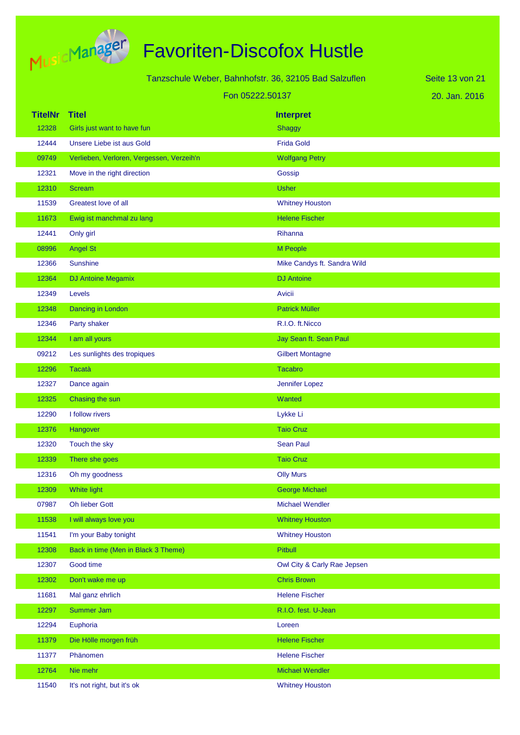# Favoriten-Discofox Hustle

Tanzschule Weber, Bahnhofstr. 36, 32105 Bad Salzuflen

Fon 05222.50137

20. Jan. 2016

| TitelNr | Titel | Interpret |
|---|---|---|
| 12328 | Girls just want to have fun | Shaggy |
| 12444 | Unsere Liebe ist aus Gold | Frida Gold |
| 09749 | Verlieben, Verloren, Vergessen, Verzeih'n | Wolfgang Petry |
| 12321 | Move in the right direction | Gossip |
| 12310 | Scream | Usher |
| 11539 | Greatest love of all | Whitney Houston |
| 11673 | Ewig ist manchmal zu lang | Helene Fischer |
| 12441 | Only girl | Rihanna |
| 08996 | Angel St | M People |
| 12366 | Sunshine | Mike Candys ft. Sandra Wild |
| 12364 | DJ Antoine Megamix | DJ Antoine |
| 12349 | Levels | Avicii |
| 12348 | Dancing in London | Patrick Müller |
| 12346 | Party shaker | R.I.O. ft.Nicco |
| 12344 | I am all yours | Jay Sean ft. Sean Paul |
| 09212 | Les sunlights des tropiques | Gilbert Montagne |
| 12296 | Tacatà | Tacabro |
| 12327 | Dance again | Jennifer Lopez |
| 12325 | Chasing the sun | Wanted |
| 12290 | I follow rivers | Lykke Li |
| 12376 | Hangover | Taio Cruz |
| 12320 | Touch the sky | Sean Paul |
| 12339 | There she goes | Taio Cruz |
| 12316 | Oh my goodness | Olly Murs |
| 12309 | White light | George Michael |
| 07987 | Oh lieber Gott | Michael Wendler |
| 11538 | I will always love you | Whitney Houston |
| 11541 | I'm your Baby tonight | Whitney Houston |
| 12308 | Back in time (Men in Black 3 Theme) | Pitbull |
| 12307 | Good time | Owl City & Carly Rae Jepsen |
| 12302 | Don't wake me up | Chris Brown |
| 11681 | Mal ganz ehrlich | Helene Fischer |
| 12297 | Summer Jam | R.I.O. fest. U-Jean |
| 12294 | Euphoria | Loreen |
| 11379 | Die Hölle morgen früh | Helene Fischer |
| 11377 | Phänomen | Helene Fischer |
| 12764 | Nie mehr | Michael Wendler |
| 11540 | It's not right, but it's ok | Whitney Houston |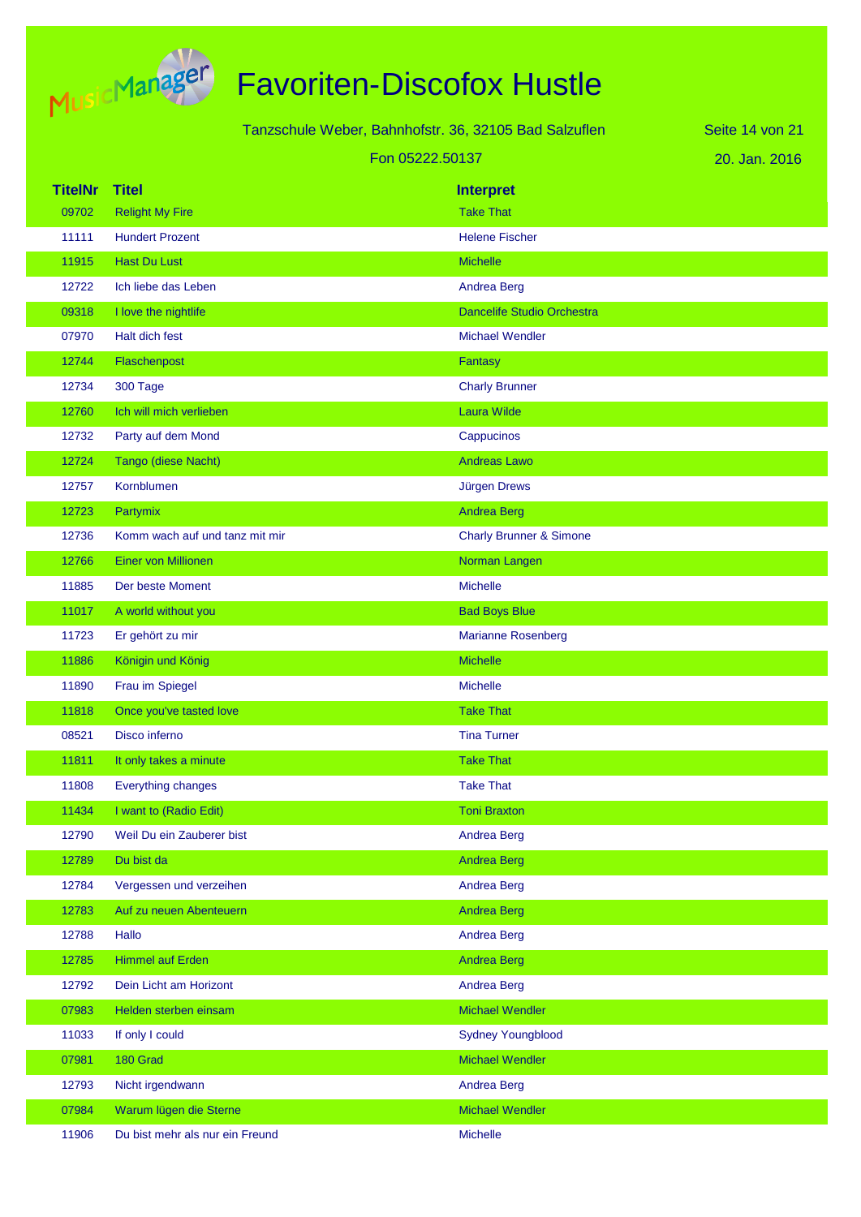# Favoriten-Discofox Hustle

Tanzschule Weber, Bahnhofstr. 36, 32105 Bad Salzuflen

Fon 05222.50137

20. Jan. 2016

| TitelNr | Titel | Interpret |
|---|---|---|
| 09702 | Relight My Fire | Take That |
| 11111 | Hundert Prozent | Helene Fischer |
| 11915 | Hast Du Lust | Michelle |
| 12722 | Ich liebe das Leben | Andrea Berg |
| 09318 | I love the nightlife | Dancelife Studio Orchestra |
| 07970 | Halt dich fest | Michael Wendler |
| 12744 | Flaschenpost | Fantasy |
| 12734 | 300 Tage | Charly Brunner |
| 12760 | Ich will mich verlieben | Laura Wilde |
| 12732 | Party auf dem Mond | Cappucinos |
| 12724 | Tango (diese Nacht) | Andreas Lawo |
| 12757 | Kornblumen | Jürgen Drews |
| 12723 | Partymix | Andrea Berg |
| 12736 | Komm wach auf und tanz mit mir | Charly Brunner & Simone |
| 12766 | Einer von Millionen | Norman Langen |
| 11885 | Der beste Moment | Michelle |
| 11017 | A world without you | Bad Boys Blue |
| 11723 | Er gehört zu mir | Marianne Rosenberg |
| 11886 | Königin und König | Michelle |
| 11890 | Frau im Spiegel | Michelle |
| 11818 | Once you've tasted love | Take That |
| 08521 | Disco inferno | Tina Turner |
| 11811 | It only takes a minute | Take That |
| 11808 | Everything changes | Take That |
| 11434 | I want to (Radio Edit) | Toni Braxton |
| 12790 | Weil Du ein Zauberer bist | Andrea Berg |
| 12789 | Du bist da | Andrea Berg |
| 12784 | Vergessen und verzeihen | Andrea Berg |
| 12783 | Auf zu neuen Abenteuern | Andrea Berg |
| 12788 | Hallo | Andrea Berg |
| 12785 | Himmel auf Erden | Andrea Berg |
| 12792 | Dein Licht am Horizont | Andrea Berg |
| 07983 | Helden sterben einsam | Michael Wendler |
| 11033 | If only I could | Sydney Youngblood |
| 07981 | 180 Grad | Michael Wendler |
| 12793 | Nicht irgendwann | Andrea Berg |
| 07984 | Warum lügen die Sterne | Michael Wendler |
| 11906 | Du bist mehr als nur ein Freund | Michelle |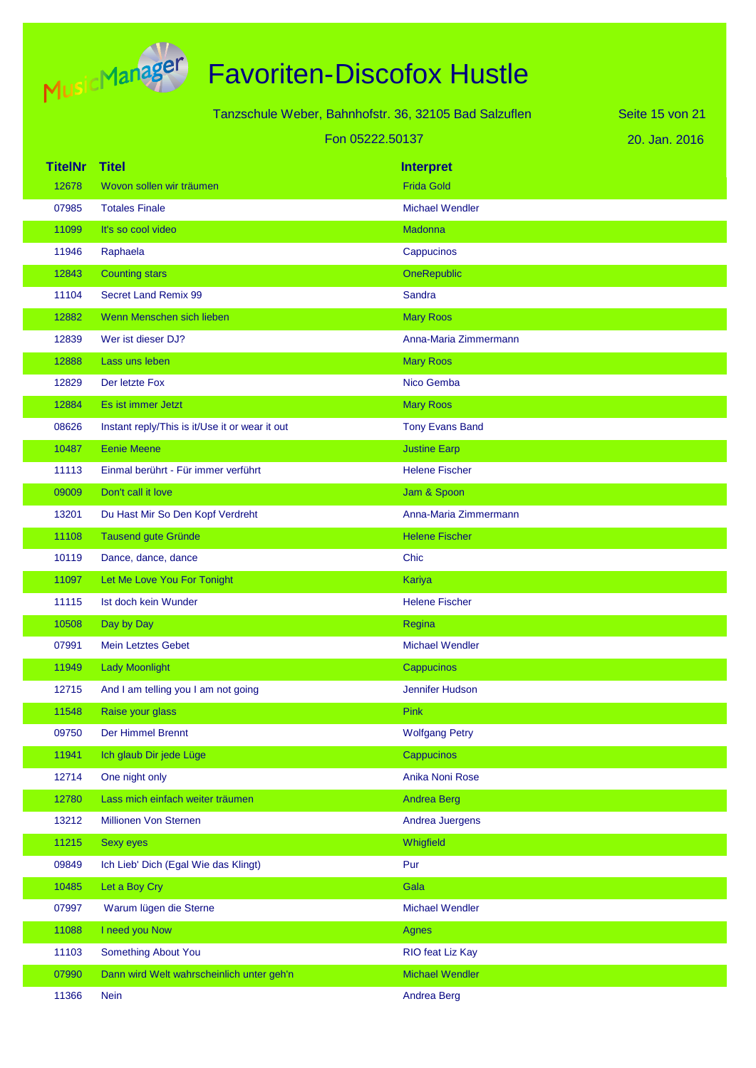# Favoriten-Discofox Hustle

Tanzschule Weber, Bahnhofstr. 36, 32105 Bad Salzuflen

Fon 05222.50137

20. Jan. 2016

| TitelNr | Titel | Interpret |
|---|---|---|
| 12678 | Wovon sollen wir träumen | Frida Gold |
| 07985 | Totales Finale | Michael Wendler |
| 11099 | It's so cool video | Madonna |
| 11946 | Raphaela | Cappucinos |
| 12843 | Counting stars | OneRepublic |
| 11104 | Secret Land Remix 99 | Sandra |
| 12882 | Wenn Menschen sich lieben | Mary Roos |
| 12839 | Wer ist dieser DJ? | Anna-Maria Zimmermann |
| 12888 | Lass uns leben | Mary Roos |
| 12829 | Der letzte Fox | Nico Gemba |
| 12884 | Es ist immer Jetzt | Mary Roos |
| 08626 | Instant reply/This is it/Use it or wear it out | Tony Evans Band |
| 10487 | Eenie Meene | Justine Earp |
| 11113 | Einmal berührt - Für immer verführt | Helene Fischer |
| 09009 | Don't call it love | Jam & Spoon |
| 13201 | Du Hast Mir So Den Kopf Verdreht | Anna-Maria Zimmermann |
| 11108 | Tausend gute Gründe | Helene Fischer |
| 10119 | Dance, dance, dance | Chic |
| 11097 | Let Me Love You For Tonight | Kariya |
| 11115 | Ist doch kein Wunder | Helene Fischer |
| 10508 | Day by Day | Regina |
| 07991 | Mein Letztes Gebet | Michael Wendler |
| 11949 | Lady Moonlight | Cappucinos |
| 12715 | And I am telling you I am not going | Jennifer Hudson |
| 11548 | Raise your glass | Pink |
| 09750 | Der Himmel Brennt | Wolfgang Petry |
| 11941 | Ich glaub Dir jede Lüge | Cappucinos |
| 12714 | One night only | Anika Noni Rose |
| 12780 | Lass mich einfach weiter träumen | Andrea Berg |
| 13212 | Millionen Von Sternen | Andrea Juergens |
| 11215 | Sexy eyes | Whigfield |
| 09849 | Ich Lieb' Dich (Egal Wie das Klingt) | Pur |
| 10485 | Let a Boy Cry | Gala |
| 07997 | Warum lügen die Sterne | Michael Wendler |
| 11088 | I need you Now | Agnes |
| 11103 | Something About You | RIO feat Liz Kay |
| 07990 | Dann wird Welt wahrscheinlich unter geh'n | Michael Wendler |
| 11366 | Nein | Andrea Berg |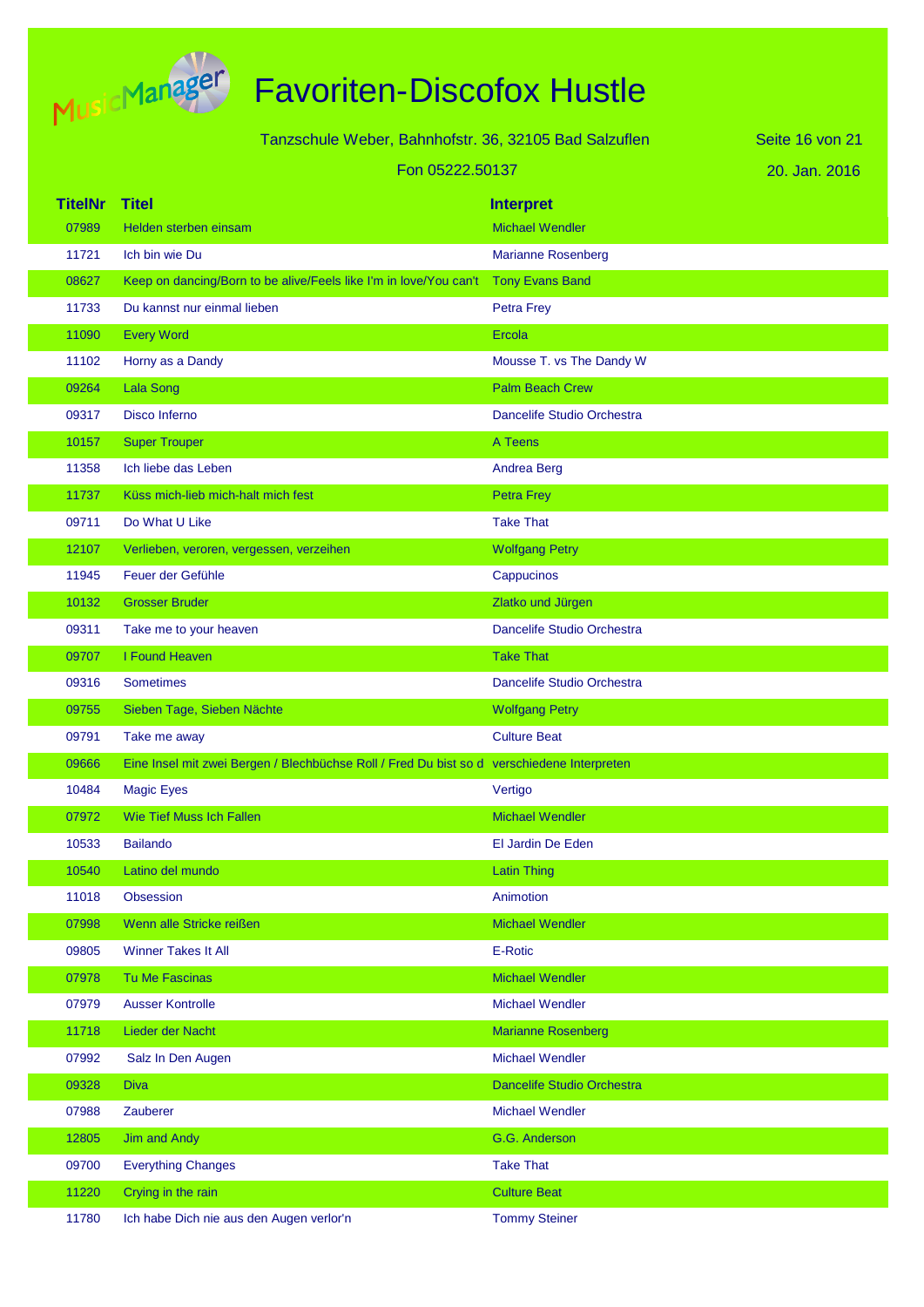# Favoriten-Discofox Hustle

Tanzschule Weber, Bahnhofstr. 36, 32105 Bad Salzuflen

Fon 05222.50137

20. Jan. 2016

| TitelNr | Titel | Interpret |
|---|---|---|
| 07989 | Helden sterben einsam | Michael Wendler |
| 11721 | Ich bin wie Du | Marianne Rosenberg |
| 08627 | Keep on dancing/Born to be alive/Feels like I'm in love/You can't | Tony Evans Band |
| 11733 | Du kannst nur einmal lieben | Petra Frey |
| 11090 | Every Word | Ercola |
| 11102 | Horny as a Dandy | Mousse T. vs The Dandy W |
| 09264 | Lala Song | Palm Beach Crew |
| 09317 | Disco Inferno | Dancelife Studio Orchestra |
| 10157 | Super Trouper | A Teens |
| 11358 | Ich liebe das Leben | Andrea Berg |
| 11737 | Küss mich-lieb mich-halt mich fest | Petra Frey |
| 09711 | Do What U Like | Take That |
| 12107 | Verlieben, veroren, vergessen, verzeihen | Wolfgang Petry |
| 11945 | Feuer der Gefühle | Cappucinos |
| 10132 | Grosser Bruder | Zlatko und Jürgen |
| 09311 | Take me to your heaven | Dancelife Studio Orchestra |
| 09707 | I Found Heaven | Take That |
| 09316 | Sometimes | Dancelife Studio Orchestra |
| 09755 | Sieben Tage, Sieben Nächte | Wolfgang Petry |
| 09791 | Take me away | Culture Beat |
| 09666 | Eine Insel mit zwei Bergen / Blechbüchse Roll / Fred Du bist so d | verschiedene Interpreten |
| 10484 | Magic Eyes | Vertigo |
| 07972 | Wie Tief Muss Ich Fallen | Michael Wendler |
| 10533 | Bailando | El Jardin De Eden |
| 10540 | Latino del mundo | Latin Thing |
| 11018 | Obsession | Animotion |
| 07998 | Wenn alle Stricke reißen | Michael Wendler |
| 09805 | Winner Takes It All | E-Rotic |
| 07978 | Tu Me Fascinas | Michael Wendler |
| 07979 | Ausser Kontrolle | Michael Wendler |
| 11718 | Lieder der Nacht | Marianne Rosenberg |
| 07992 | Salz In Den Augen | Michael Wendler |
| 09328 | Diva | Dancelife Studio Orchestra |
| 07988 | Zauberer | Michael Wendler |
| 12805 | Jim and Andy | G.G. Anderson |
| 09700 | Everything Changes | Take That |
| 11220 | Crying in the rain | Culture Beat |
| 11780 | Ich habe Dich nie aus den Augen verlor'n | Tommy Steiner |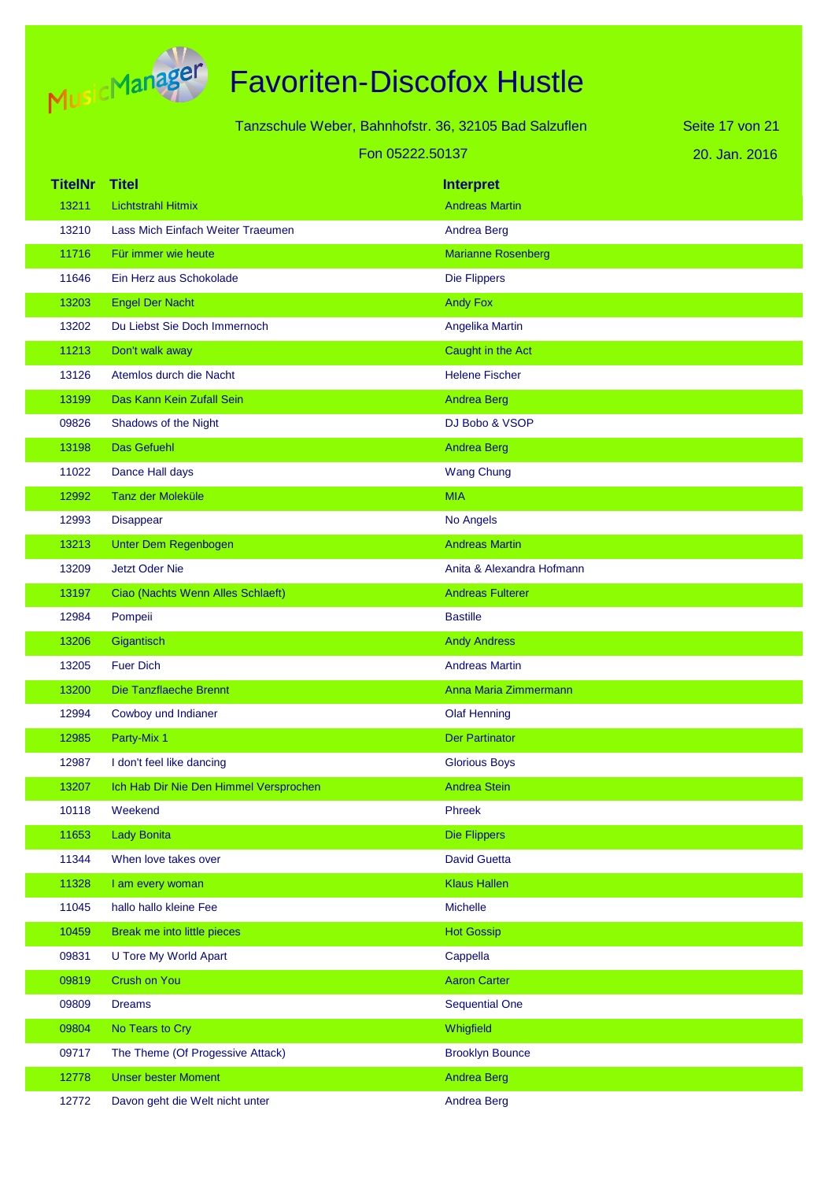# Favoriten-Discofox Hustle

Tanzschule Weber, Bahnhofstr. 36, 32105 Bad Salzuflen

Fon 05222.50137

20. Jan. 2016

| TitelNr | Titel | Interpret |
|---|---|---|
| 13211 | Lichtstrahl Hitmix | Andreas Martin |
| 13210 | Lass Mich Einfach Weiter Traeumen | Andrea Berg |
| 11716 | Für immer wie heute | Marianne Rosenberg |
| 11646 | Ein Herz aus Schokolade | Die Flippers |
| 13203 | Engel Der Nacht | Andy Fox |
| 13202 | Du Liebst Sie Doch Immernoch | Angelika Martin |
| 11213 | Don't walk away | Caught in the Act |
| 13126 | Atemlos durch die Nacht | Helene Fischer |
| 13199 | Das Kann Kein Zufall Sein | Andrea Berg |
| 09826 | Shadows of the Night | DJ Bobo & VSOP |
| 13198 | Das Gefuehl | Andrea Berg |
| 11022 | Dance Hall days | Wang Chung |
| 12992 | Tanz der Moleküle | MIA |
| 12993 | Disappear | No Angels |
| 13213 | Unter Dem Regenbogen | Andreas Martin |
| 13209 | Jetzt Oder Nie | Anita & Alexandra Hofmann |
| 13197 | Ciao (Nachts Wenn Alles Schlaeft) | Andreas Fulterer |
| 12984 | Pompeii | Bastille |
| 13206 | Gigantisch | Andy Andress |
| 13205 | Fuer Dich | Andreas Martin |
| 13200 | Die Tanzflaeche Brennt | Anna Maria Zimmermann |
| 12994 | Cowboy und Indianer | Olaf Henning |
| 12985 | Party-Mix 1 | Der Partinator |
| 12987 | I don't feel like dancing | Glorious Boys |
| 13207 | Ich Hab Dir Nie Den Himmel Versprochen | Andrea Stein |
| 10118 | Weekend | Phreek |
| 11653 | Lady Bonita | Die Flippers |
| 11344 | When love takes over | David Guetta |
| 11328 | I am every woman | Klaus Hallen |
| 11045 | hallo hallo kleine Fee | Michelle |
| 10459 | Break me into little pieces | Hot Gossip |
| 09831 | U Tore My World Apart | Cappella |
| 09819 | Crush on You | Aaron Carter |
| 09809 | Dreams | Sequential One |
| 09804 | No Tears to Cry | Whigfield |
| 09717 | The Theme (Of Progessive Attack) | Brooklyn Bounce |
| 12778 | Unser bester Moment | Andrea Berg |
| 12772 | Davon geht die Welt nicht unter | Andrea Berg |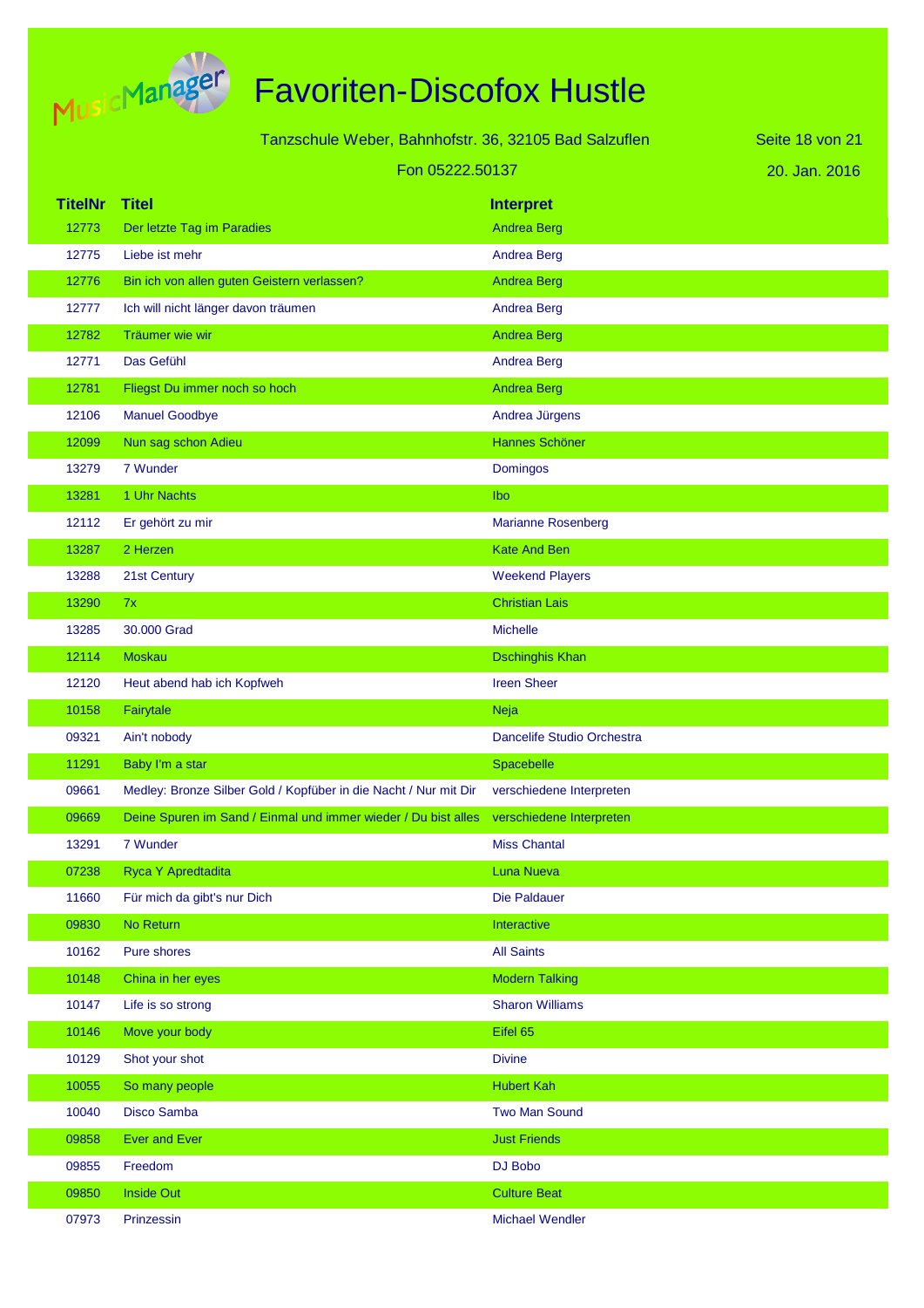# Favoriten-Discofox Hustle

Tanzschule Weber, Bahnhofstr. 36, 32105 Bad Salzuflen

Fon 05222.50137

20. Jan. 2016

| TitelNr | Titel | Interpret |
|---|---|---|
| 12773 | Der letzte Tag im Paradies | Andrea Berg |
| 12775 | Liebe ist mehr | Andrea Berg |
| 12776 | Bin ich von allen guten Geistern verlassen? | Andrea Berg |
| 12777 | Ich will nicht länger davon träumen | Andrea Berg |
| 12782 | Träumer wie wir | Andrea Berg |
| 12771 | Das Gefühl | Andrea Berg |
| 12781 | Fliegst Du immer noch so hoch | Andrea Berg |
| 12106 | Manuel Goodbye | Andrea Jürgens |
| 12099 | Nun sag schon Adieu | Hannes Schöner |
| 13279 | 7 Wunder | Domingos |
| 13281 | 1 Uhr Nachts | Ibo |
| 12112 | Er gehört zu mir | Marianne Rosenberg |
| 13287 | 2 Herzen | Kate And Ben |
| 13288 | 21st Century | Weekend Players |
| 13290 | 7x | Christian Lais |
| 13285 | 30.000 Grad | Michelle |
| 12114 | Moskau | Dschinghis Khan |
| 12120 | Heut abend hab ich Kopfweh | Ireen Sheer |
| 10158 | Fairytale | Neja |
| 09321 | Ain't nobody | Dancelife Studio Orchestra |
| 11291 | Baby I'm a star | Spacebelle |
| 09661 | Medley: Bronze Silber Gold / Kopfüber in die Nacht / Nur mit Dir | verschiedene Interpreten |
| 09669 | Deine Spuren im Sand / Einmal und immer wieder / Du bist alles | verschiedene Interpreten |
| 13291 | 7 Wunder | Miss Chantal |
| 07238 | Ryca Y Apredtadita | Luna Nueva |
| 11660 | Für mich da gibt's nur Dich | Die Paldauer |
| 09830 | No Return | Interactive |
| 10162 | Pure shores | All Saints |
| 10148 | China in her eyes | Modern Talking |
| 10147 | Life is so strong | Sharon Williams |
| 10146 | Move your body | Eifel 65 |
| 10129 | Shot your shot | Divine |
| 10055 | So many people | Hubert Kah |
| 10040 | Disco Samba | Two Man Sound |
| 09858 | Ever and Ever | Just Friends |
| 09855 | Freedom | DJ Bobo |
| 09850 | Inside Out | Culture Beat |
| 07973 | Prinzessin | Michael Wendler |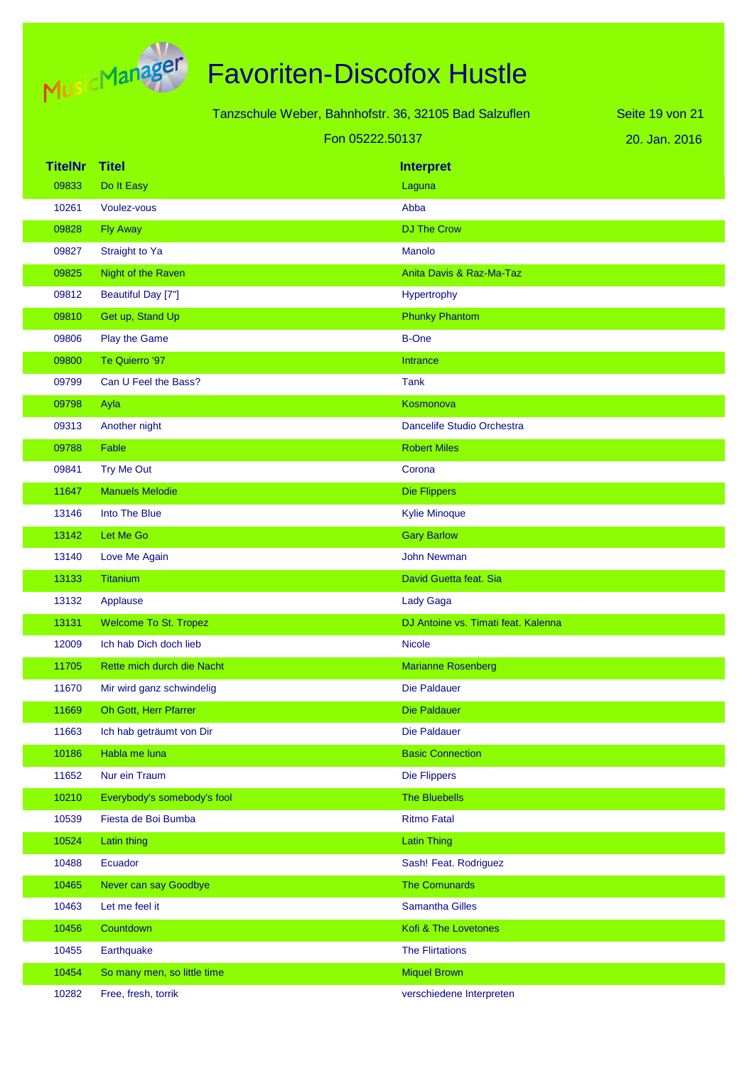# Favoriten-Discofox Hustle

Tanzschule Weber, Bahnhofstr. 36, 32105 Bad Salzuflen

Fon 05222.50137

20. Jan. 2016

| TitelNr | Titel | Interpret |
|---|---|---|
| 09833 | Do It Easy | Laguna |
| 10261 | Voulez-vous | Abba |
| 09828 | Fly Away | DJ The Crow |
| 09827 | Straight to Ya | Manolo |
| 09825 | Night of the Raven | Anita Davis & Raz-Ma-Taz |
| 09812 | Beautiful Day [7"] | Hypertrophy |
| 09810 | Get up, Stand Up | Phunky Phantom |
| 09806 | Play the Game | B-One |
| 09800 | Te Quierro '97 | Intrance |
| 09799 | Can U Feel the Bass? | Tank |
| 09798 | Ayla | Kosmonova |
| 09313 | Another night | Dancelife Studio Orchestra |
| 09788 | Fable | Robert Miles |
| 09841 | Try Me Out | Corona |
| 11647 | Manuels Melodie | Die Flippers |
| 13146 | Into The Blue | Kylie Minoque |
| 13142 | Let Me Go | Gary Barlow |
| 13140 | Love Me Again | John Newman |
| 13133 | Titanium | David Guetta feat. Sia |
| 13132 | Applause | Lady Gaga |
| 13131 | Welcome To St. Tropez | DJ Antoine vs. Timati feat. Kalenna |
| 12009 | Ich hab Dich doch lieb | Nicole |
| 11705 | Rette mich durch die Nacht | Marianne Rosenberg |
| 11670 | Mir wird ganz schwindelig | Die Paldauer |
| 11669 | Oh Gott, Herr Pfarrer | Die Paldauer |
| 11663 | Ich hab geträumt von Dir | Die Paldauer |
| 10186 | Habla me luna | Basic Connection |
| 11652 | Nur ein Traum | Die Flippers |
| 10210 | Everybody's somebody's fool | The Bluebells |
| 10539 | Fiesta de Boi Bumba | Ritmo Fatal |
| 10524 | Latin thing | Latin Thing |
| 10488 | Ecuador | Sash! Feat. Rodriguez |
| 10465 | Never can say Goodbye | The Comunards |
| 10463 | Let me feel it | Samantha Gilles |
| 10456 | Countdown | Kofi & The Lovetones |
| 10455 | Earthquake | The Flirtations |
| 10454 | So many men, so little time | Miquel Brown |
| 10282 | Free, fresh, torrik | verschiedene Interpreten |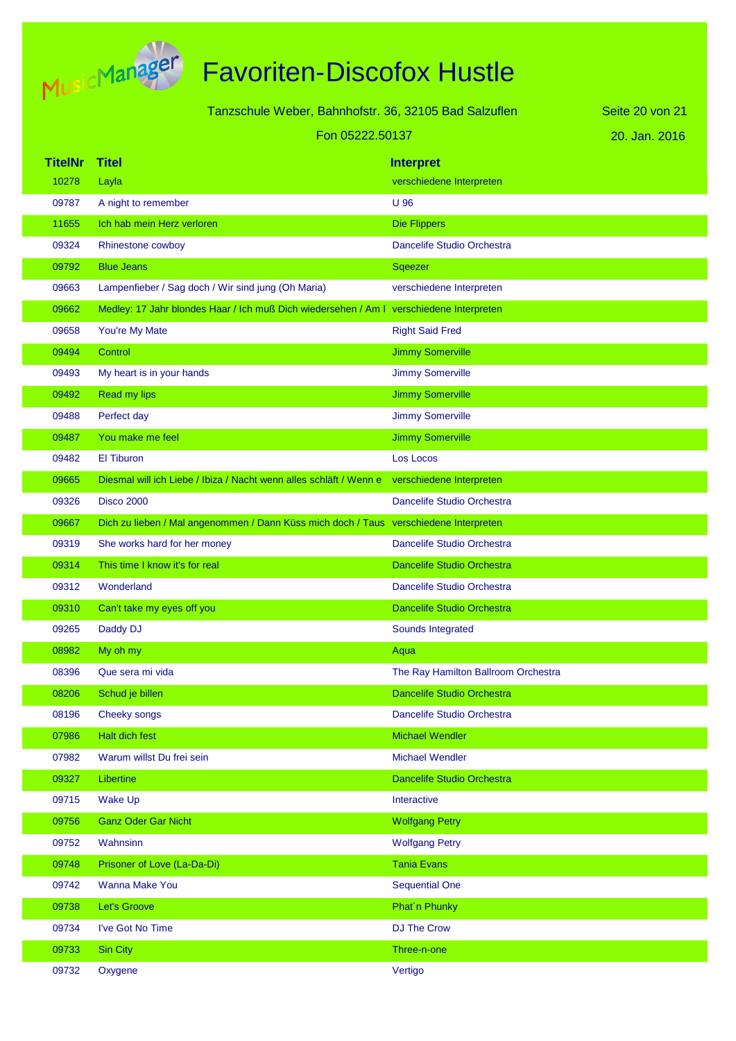# Favoriten-Discofox Hustle

Tanzschule Weber, Bahnhofstr. 36, 32105 Bad Salzuflen

Fon 05222.50137

20. Jan. 2016

| TitelNr | Titel | Interpret |
|---|---|---|
| 10278 | Layla | verschiedene Interpreten |
| 09787 | A night to remember | U 96 |
| 11655 | Ich hab mein Herz verloren | Die Flippers |
| 09324 | Rhinestone cowboy | Dancelife Studio Orchestra |
| 09792 | Blue Jeans | Sqeezer |
| 09663 | Lampenfieber / Sag doch / Wir sind jung (Oh Maria) | verschiedene Interpreten |
| 09662 | Medley: 17 Jahr blondes Haar / Ich muß Dich wiedersehen / Am I | verschiedene Interpreten |
| 09658 | You're My Mate | Right Said Fred |
| 09494 | Control | Jimmy Somerville |
| 09493 | My heart is in your hands | Jimmy Somerville |
| 09492 | Read my lips | Jimmy Somerville |
| 09488 | Perfect day | Jimmy Somerville |
| 09487 | You make me feel | Jimmy Somerville |
| 09482 | El Tiburon | Los Locos |
| 09665 | Diesmal will ich Liebe / Ibiza / Nacht wenn alles schläft / Wenn e | verschiedene Interpreten |
| 09326 | Disco 2000 | Dancelife Studio Orchestra |
| 09667 | Dich zu lieben / Mal angenommen / Dann Küss mich doch / Taus | verschiedene Interpreten |
| 09319 | She works hard for her money | Dancelife Studio Orchestra |
| 09314 | This time I know it's for real | Dancelife Studio Orchestra |
| 09312 | Wonderland | Dancelife Studio Orchestra |
| 09310 | Can't take my eyes off you | Dancelife Studio Orchestra |
| 09265 | Daddy DJ | Sounds Integrated |
| 08982 | My oh my | Aqua |
| 08396 | Que sera mi vida | The Ray Hamilton Ballroom Orchestra |
| 08206 | Schud je billen | Dancelife Studio Orchestra |
| 08196 | Cheeky songs | Dancelife Studio Orchestra |
| 07986 | Halt dich fest | Michael Wendler |
| 07982 | Warum willst Du frei sein | Michael Wendler |
| 09327 | Libertine | Dancelife Studio Orchestra |
| 09715 | Wake Up | Interactive |
| 09756 | Ganz Oder Gar Nicht | Wolfgang Petry |
| 09752 | Wahnsinn | Wolfgang Petry |
| 09748 | Prisoner of Love (La-Da-Di) | Tania Evans |
| 09742 | Wanna Make You | Sequential One |
| 09738 | Let's Groove | Phat´n Phunky |
| 09734 | I've Got No Time | DJ The Crow |
| 09733 | Sin City | Three-n-one |
| 09732 | Oxygene | Vertigo |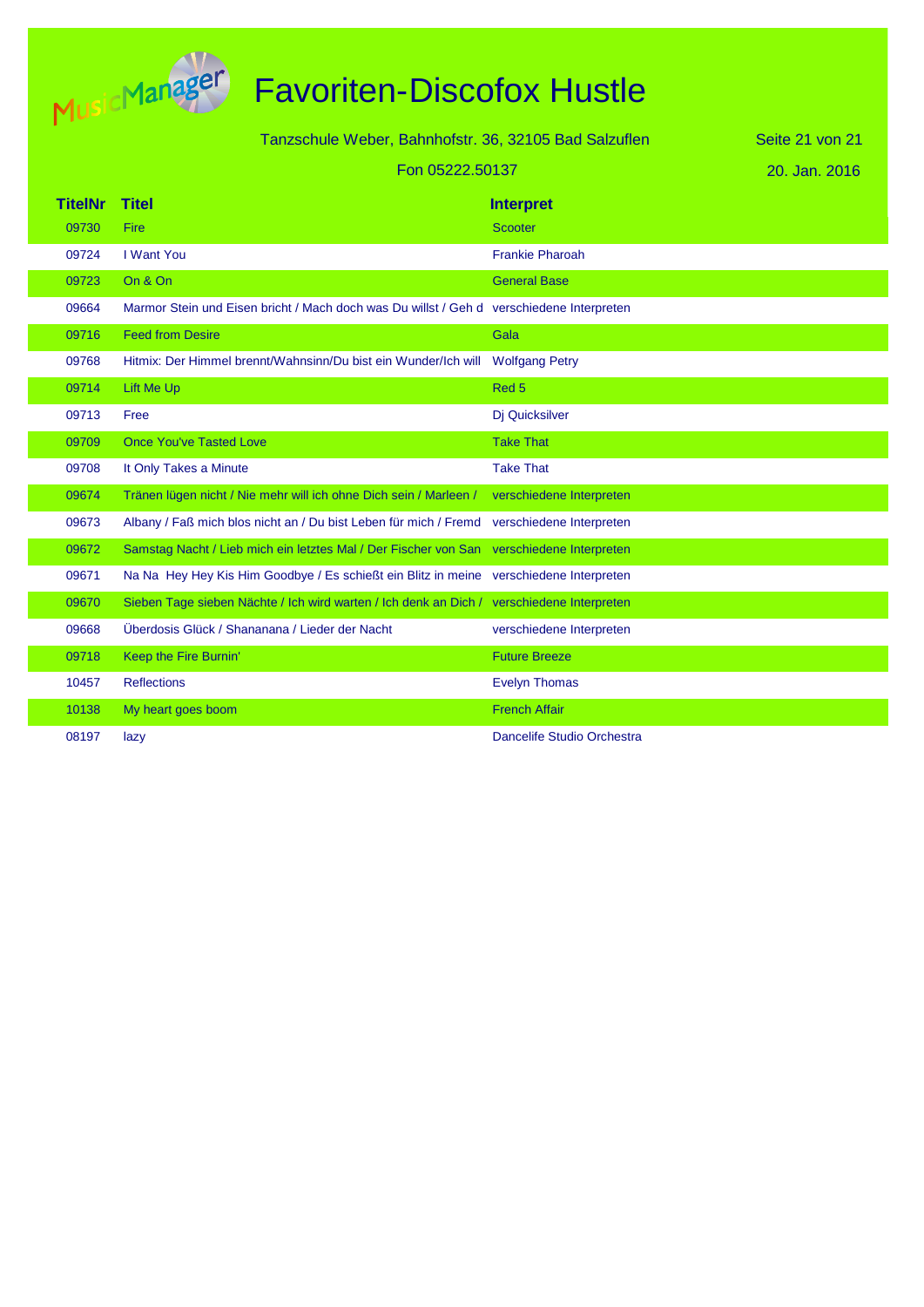# Favoriten-Discofox Hustle

Tanzschule Weber, Bahnhofstr. 36, 32105 Bad Salzuflen

Fon 05222.50137

20. Jan. 2016

| TitelNr | Titel | Interpret |
|---|---|---|
| 09730 | Fire | Scooter |
| 09724 | I Want You | Frankie Pharoah |
| 09723 | On & On | General Base |
| 09664 | Marmor Stein und Eisen bricht / Mach doch was Du willst / Geh d | verschiedene Interpreten |
| 09716 | Feed from Desire | Gala |
| 09768 | Hitmix: Der Himmel brennt/Wahnsinn/Du bist ein Wunder/Ich will | Wolfgang Petry |
| 09714 | Lift Me Up | Red 5 |
| 09713 | Free | Dj Quicksilver |
| 09709 | Once You've Tasted Love | Take That |
| 09708 | It Only Takes a Minute | Take That |
| 09674 | Tränen lügen nicht / Nie mehr will ich ohne Dich sein / Marleen / | verschiedene Interpreten |
| 09673 | Albany / Faß mich blos nicht an / Du bist Leben für mich / Fremd | verschiedene Interpreten |
| 09672 | Samstag Nacht / Lieb mich ein letztes Mal / Der Fischer von San | verschiedene Interpreten |
| 09671 | Na Na Hey Hey Kis Him Goodbye / Es schießt ein Blitz in meine | verschiedene Interpreten |
| 09670 | Sieben Tage sieben Nächte / Ich wird warten / Ich denk an Dich / | verschiedene Interpreten |
| 09668 | Überdosis Glück / Shananana / Lieder der Nacht | verschiedene Interpreten |
| 09718 | Keep the Fire Burnin' | Future Breeze |
| 10457 | Reflections | Evelyn Thomas |
| 10138 | My heart goes boom | French Affair |
| 08197 | lazy | Dancelife Studio Orchestra |